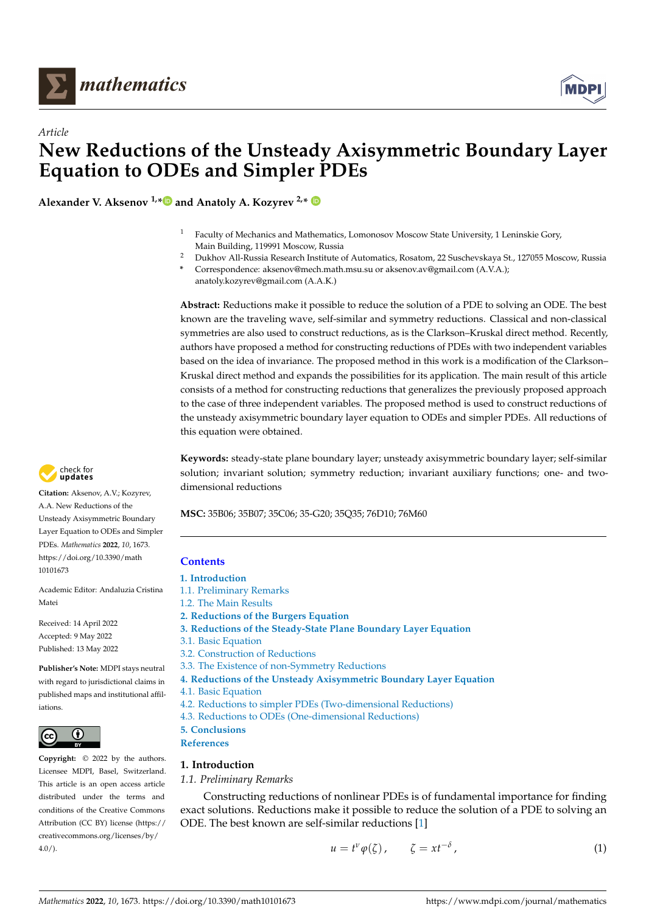*Article*

# New Reductions of the Unsteady Axisymmetric Boundary Layer Equation to ODEs and Simpler PDEs

**Alexander V. Aksenov [1,*] and Anatoly A. Kozyrev [2,*]**

[1] Faculty of Mechanics and Mathematics, Lomonosov Moscow State University, 1 Leninskie Gory, Main Building, 119991 Moscow, Russia
[2] Dukhov All-Russia Research Institute of Automatics, Rosatom, 22 Suschevskaya St., 127055 Moscow, Russia
[*] Correspondence: aksenov@mech.math.msu.su or aksenov.av@gmail.com (A.V.A.); anatoly.kozyrev@gmail.com (A.A.K.)

**Abstract:** Reductions make it possible to reduce the solution of a PDE to solving an ODE. The best known are the traveling wave, self-similar and symmetry reductions. Classical and non-classical symmetries are also used to construct reductions, as is the Clarkson–Kruskal direct method. Recently, authors have proposed a method for constructing reductions of PDEs with two independent variables based on the idea of invariance. The proposed method in this work is a modification of the Clarkson–Kruskal direct method and expands the possibilities for its application. The main result of this article consists of a method for constructing reductions that generalizes the previously proposed approach to the case of three independent variables. The proposed method is used to construct reductions of the unsteady axisymmetric boundary layer equation to ODEs and simpler PDEs. All reductions of this equation were obtained.

**Keywords:** steady-state plane boundary layer; unsteady axisymmetric boundary layer; self-similar solution; invariant solution; symmetry reduction; invariant auxiliary functions; one- and two-dimensional reductions

**MSC:** 35B06; 35B07; 35C06; 35-G20; 35Q35; 76D10; 76M60

**Citation:** Aksenov, A.V.; Kozyrev, A.A. New Reductions of the Unsteady Axisymmetric Boundary Layer Equation to ODEs and Simpler PDEs. *Mathematics* **2022**, *10*, 1673. https://doi.org/10.3390/math10101673

Academic Editor: Andaluzia Cristina Matei

Received: 14 April 2022
Accepted: 9 May 2022
Published: 13 May 2022

**Publisher's Note:** MDPI stays neutral with regard to jurisdictional claims in published maps and institutional affiliations.

**Copyright:** © 2022 by the authors. Licensee MDPI, Basel, Switzerland. This article is an open access article distributed under the terms and conditions of the Creative Commons Attribution (CC BY) license (https://creativecommons.org/licenses/by/4.0/).

## Contents

1. Introduction
   1.1. Preliminary Remarks
   1.2. The Main Results
2. Reductions of the Burgers Equation
3. Reductions of the Steady-State Plane Boundary Layer Equation
   3.1. Basic Equation
   3.2. Construction of Reductions
   3.3. The Existence of non-Symmetry Reductions
4. Reductions of the Unsteady Axisymmetric Boundary Layer Equation
   4.1. Basic Equation
   4.2. Reductions to simpler PDEs (Two-dimensional Reductions)
   4.3. Reductions to ODEs (One-dimensional Reductions)
5. Conclusions

References

## 1. Introduction

### 1.1. Preliminary Remarks

Constructing reductions of nonlinear PDEs is of fundamental importance for finding exact solutions. Reductions make it possible to reduce the solution of a PDE to solving an ODE. The best known are self-similar reductions [1]

$$u = t^{\nu}\varphi(\zeta)\,, \qquad \zeta = xt^{-\delta}\,, \tag{1}$$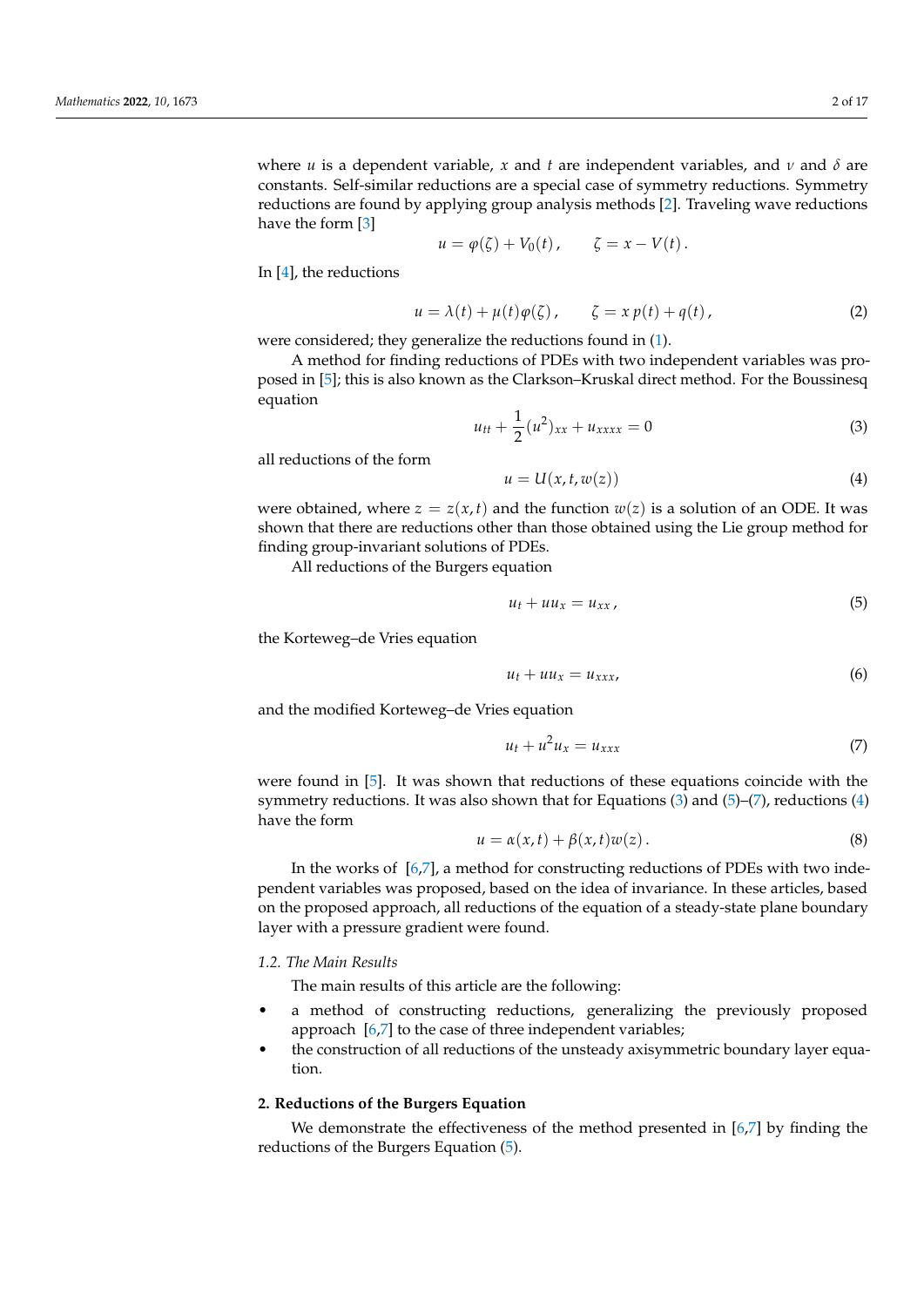where $u$ is a dependent variable, $x$ and $t$ are independent variables, and $\nu$ and $\delta$ are constants. Self-similar reductions are a special case of symmetry reductions. Symmetry reductions are found by applying group analysis methods [2]. Traveling wave reductions have the form [3]

$$u = \varphi(\zeta) + V_0(t)\,, \qquad \zeta = x - V(t)\,.$$

In [4], the reductions

$$u = \lambda(t) + \mu(t)\varphi(\zeta)\,, \qquad \zeta = x\,p(t) + q(t)\,, \tag{2}$$

were considered; they generalize the reductions found in (1).

A method for finding reductions of PDEs with two independent variables was proposed in [5]; this is also known as the Clarkson–Kruskal direct method. For the Boussinesq equation

$$u_{tt} + \frac{1}{2}(u^2)_{xx} + u_{xxxx} = 0 \tag{3}$$

all reductions of the form

$$u = U(x, t, w(z)) \tag{4}$$

were obtained, where $z = z(x,t)$ and the function $w(z)$ is a solution of an ODE. It was shown that there are reductions other than those obtained using the Lie group method for finding group-invariant solutions of PDEs.

All reductions of the Burgers equation

$$u_t + uu_x = u_{xx}\,, \tag{5}$$

the Korteweg–de Vries equation

$$u_t + uu_x = u_{xxx}, \tag{6}$$

and the modified Korteweg–de Vries equation

$$u_t + u^2 u_x = u_{xxx} \tag{7}$$

were found in [5]. It was shown that reductions of these equations coincide with the symmetry reductions. It was also shown that for Equations (3) and (5)–(7), reductions (4) have the form

$$u = \alpha(x,t) + \beta(x,t)w(z)\,. \tag{8}$$

In the works of [6,7], a method for constructing reductions of PDEs with two independent variables was proposed, based on the idea of invariance. In these articles, based on the proposed approach, all reductions of the equation of a steady-state plane boundary layer with a pressure gradient were found.

### 1.2. The Main Results

The main results of this article are the following:

- a method of constructing reductions, generalizing the previously proposed approach [6,7] to the case of three independent variables;
- the construction of all reductions of the unsteady axisymmetric boundary layer equation.

## 2. Reductions of the Burgers Equation

We demonstrate the effectiveness of the method presented in [6,7] by finding the reductions of the Burgers Equation (5).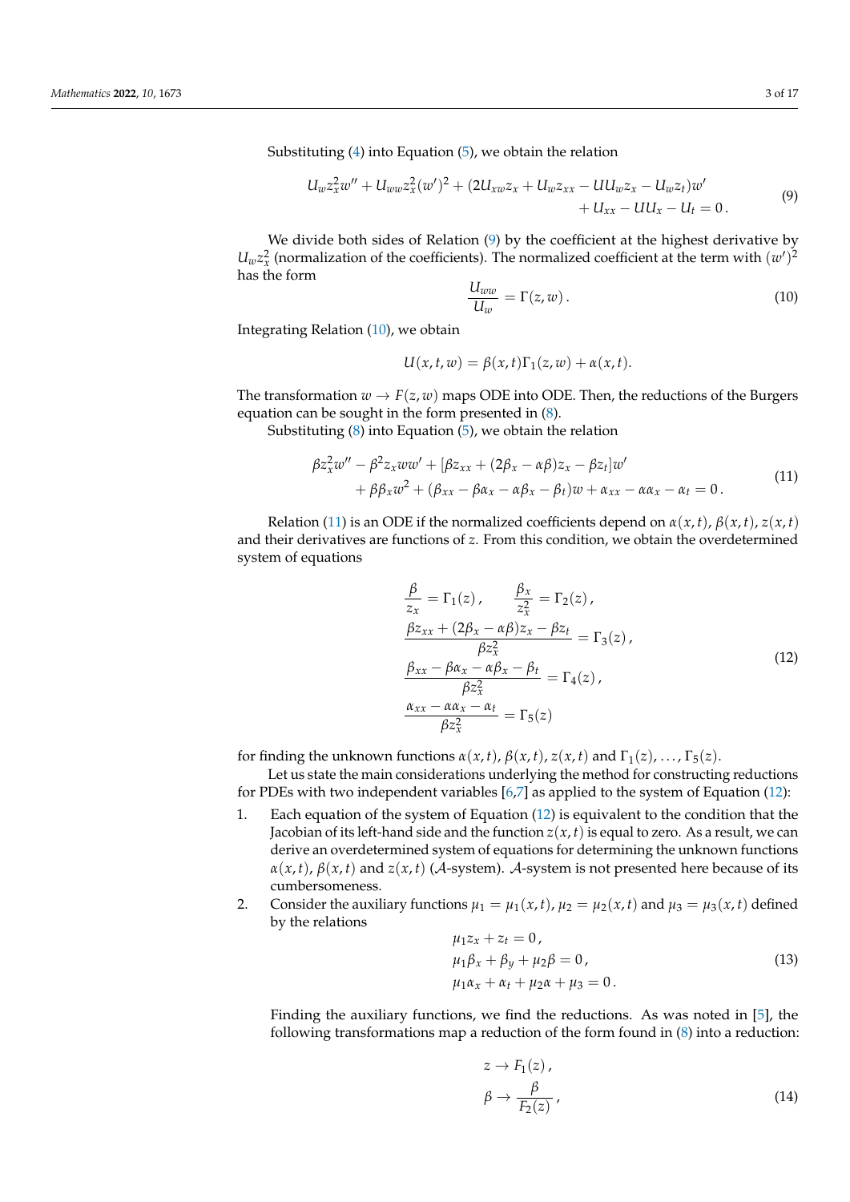Substituting (4) into Equation (5), we obtain the relation

$$
\begin{aligned}
U_w z_x^2 w'' + U_{ww} z_x^2 (w')^2 + (2U_{xw} z_x + U_w z_{xx} - U U_w z_x - U_w z_t) w' \\
+ U_{xx} - U U_x - U_t = 0\,.
\end{aligned}
\tag{9}
$$

We divide both sides of Relation (9) by the coefficient at the highest derivative by $U_w z_x^2$ (normalization of the coefficients). The normalized coefficient at the term with $(w')^2$ has the form

$$
\frac{U_{ww}}{U_w} = \Gamma(z, w)\,. \tag{10}
$$

Integrating Relation (10), we obtain

$$
U(x,t,w) = \beta(x,t)\Gamma_1(z,w) + \alpha(x,t).
$$

The transformation $w \to F(z,w)$ maps ODE into ODE. Then, the reductions of the Burgers equation can be sought in the form presented in (8).

Substituting (8) into Equation (5), we obtain the relation

$$
\begin{aligned}
\beta z_x^2 w'' - \beta^2 z_x w w' + [\beta z_{xx} + (2\beta_x - \alpha\beta) z_x - \beta z_t] w' \\
+ \beta\beta_x w^2 + (\beta_{xx} - \beta\alpha_x - \alpha\beta_x - \beta_t) w + \alpha_{xx} - \alpha\alpha_x - \alpha_t = 0\,.
\end{aligned}
\tag{11}
$$

Relation (11) is an ODE if the normalized coefficients depend on $\alpha(x,t)$, $\beta(x,t)$, $z(x,t)$ and their derivatives are functions of $z$. From this condition, we obtain the overdetermined system of equations

$$
\begin{aligned}
&\frac{\beta}{z_x} = \Gamma_1(z)\,, \qquad \frac{\beta_x}{z_x^2} = \Gamma_2(z)\,, \\
&\frac{\beta z_{xx} + (2\beta_x - \alpha\beta) z_x - \beta z_t}{\beta z_x^2} = \Gamma_3(z)\,, \\
&\frac{\beta_{xx} - \beta\alpha_x - \alpha\beta_x - \beta_t}{\beta z_x^2} = \Gamma_4(z)\,, \\
&\frac{\alpha_{xx} - \alpha\alpha_x - \alpha_t}{\beta z_x^2} = \Gamma_5(z)
\end{aligned}
\tag{12}
$$

for finding the unknown functions $\alpha(x,t)$, $\beta(x,t)$, $z(x,t)$ and $\Gamma_1(z), \ldots, \Gamma_5(z)$.

Let us state the main considerations underlying the method for constructing reductions for PDEs with two independent variables [6,7] as applied to the system of Equation (12):

1. Each equation of the system of Equation (12) is equivalent to the condition that the Jacobian of its left-hand side and the function $z(x,t)$ is equal to zero. As a result, we can derive an overdetermined system of equations for determining the unknown functions $\alpha(x,t)$, $\beta(x,t)$ and $z(x,t)$ ($\mathcal{A}$-system). $\mathcal{A}$-system is not presented here because of its cumbersomeness.
2. Consider the auxiliary functions $\mu_1 = \mu_1(x,t)$, $\mu_2 = \mu_2(x,t)$ and $\mu_3 = \mu_3(x,t)$ defined by the relations

$$
\begin{aligned}
&\mu_1 z_x + z_t = 0\,, \\
&\mu_1 \beta_x + \beta_y + \mu_2 \beta = 0\,, \\
&\mu_1 \alpha_x + \alpha_t + \mu_2 \alpha + \mu_3 = 0\,.
\end{aligned}
\tag{13}
$$

Finding the auxiliary functions, we find the reductions. As was noted in [5], the following transformations map a reduction of the form found in (8) into a reduction:

$$
\begin{aligned}
&z \to F_1(z)\,, \\
&\beta \to \frac{\beta}{F_2(z)}\,,
\end{aligned}
\tag{14}
$$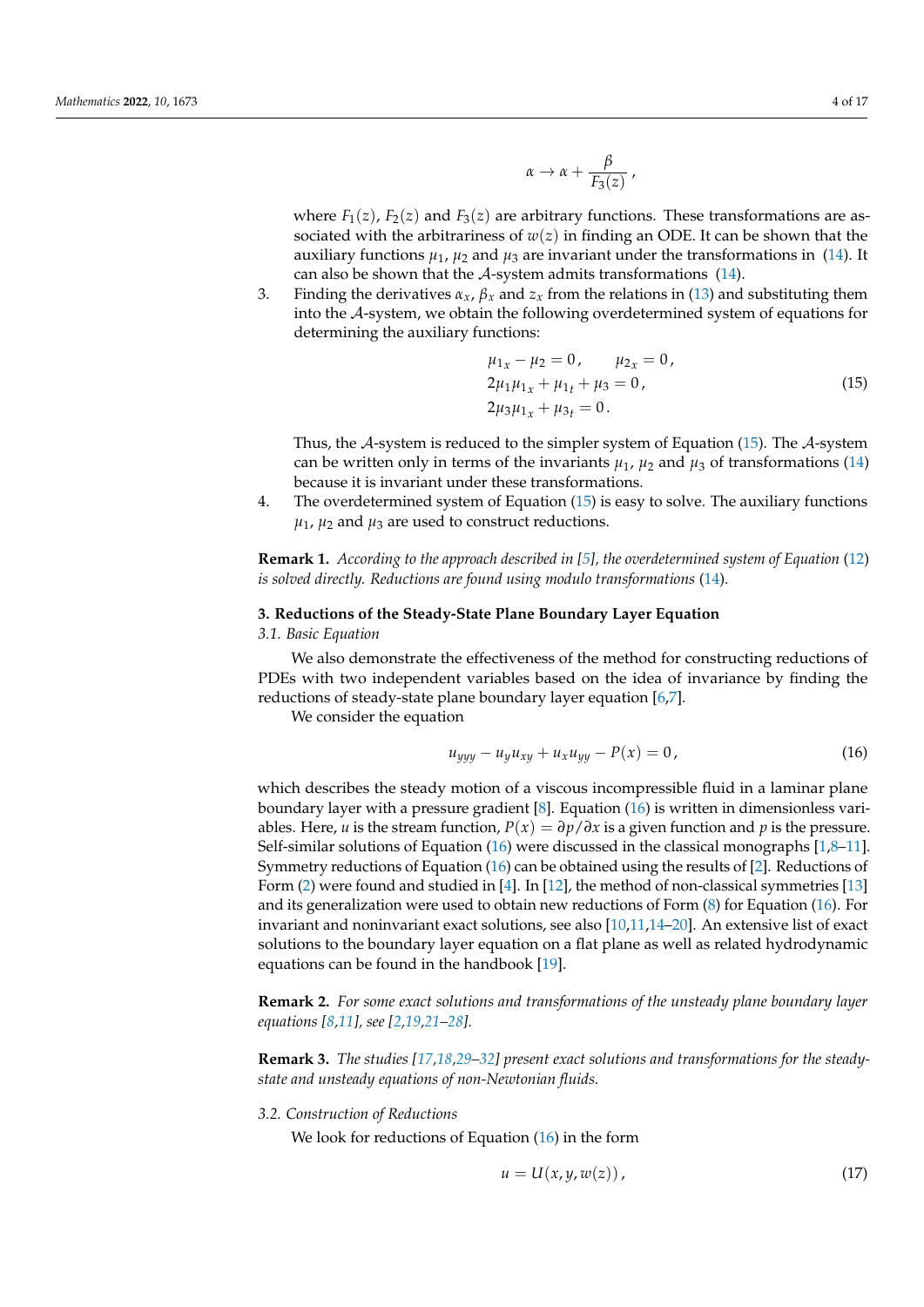$$\alpha \to \alpha + \frac{\beta}{F_3(z)}\,,$$

where $F_1(z)$, $F_2(z)$ and $F_3(z)$ are arbitrary functions. These transformations are associated with the arbitrariness of $w(z)$ in finding an ODE. It can be shown that the auxiliary functions $\mu_1$, $\mu_2$ and $\mu_3$ are invariant under the transformations in (14). It can also be shown that the $\mathcal{A}$-system admits transformations (14).

3. Finding the derivatives $\alpha_x$, $\beta_x$ and $z_x$ from the relations in (13) and substituting them into the $\mathcal{A}$-system, we obtain the following overdetermined system of equations for determining the auxiliary functions:

$$\begin{aligned}
&\mu_{1_x} - \mu_2 = 0\,, \qquad \mu_{2_x} = 0\,,\\
&2\mu_1\mu_{1_x} + \mu_{1_t} + \mu_3 = 0\,,\\
&2\mu_3\mu_{1_x} + \mu_{3_t} = 0\,.
\end{aligned} \tag{15}$$

Thus, the $\mathcal{A}$-system is reduced to the simpler system of Equation (15). The $\mathcal{A}$-system can be written only in terms of the invariants $\mu_1$, $\mu_2$ and $\mu_3$ of transformations (14) because it is invariant under these transformations.

4. The overdetermined system of Equation (15) is easy to solve. The auxiliary functions $\mu_1$, $\mu_2$ and $\mu_3$ are used to construct reductions.

**Remark 1.** *According to the approach described in [5], the overdetermined system of Equation (12) is solved directly. Reductions are found using modulo transformations (14).*

## 3. Reductions of the Steady-State Plane Boundary Layer Equation

### 3.1. Basic Equation

We also demonstrate the effectiveness of the method for constructing reductions of PDEs with two independent variables based on the idea of invariance by finding the reductions of steady-state plane boundary layer equation [6,7].

We consider the equation

$$u_{yyy} - u_y u_{xy} + u_x u_{yy} - P(x) = 0\,, \tag{16}$$

which describes the steady motion of a viscous incompressible fluid in a laminar plane boundary layer with a pressure gradient [8]. Equation (16) is written in dimensionless variables. Here, $u$ is the stream function, $P(x) = \partial p/\partial x$ is a given function and $p$ is the pressure. Self-similar solutions of Equation (16) were discussed in the classical monographs [1,8–11]. Symmetry reductions of Equation (16) can be obtained using the results of [2]. Reductions of Form (2) were found and studied in [4]. In [12], the method of non-classical symmetries [13] and its generalization were used to obtain new reductions of Form (8) for Equation (16). For invariant and noninvariant exact solutions, see also [10,11,14–20]. An extensive list of exact solutions to the boundary layer equation on a flat plane as well as related hydrodynamic equations can be found in the handbook [19].

**Remark 2.** *For some exact solutions and transformations of the unsteady plane boundary layer equations [8,11], see [2,19,21–28].*

**Remark 3.** *The studies [17,18,29–32] present exact solutions and transformations for the steady-state and unsteady equations of non-Newtonian fluids.*

### 3.2. Construction of Reductions

We look for reductions of Equation (16) in the form

$$u = U(x, y, w(z))\,, \tag{17}$$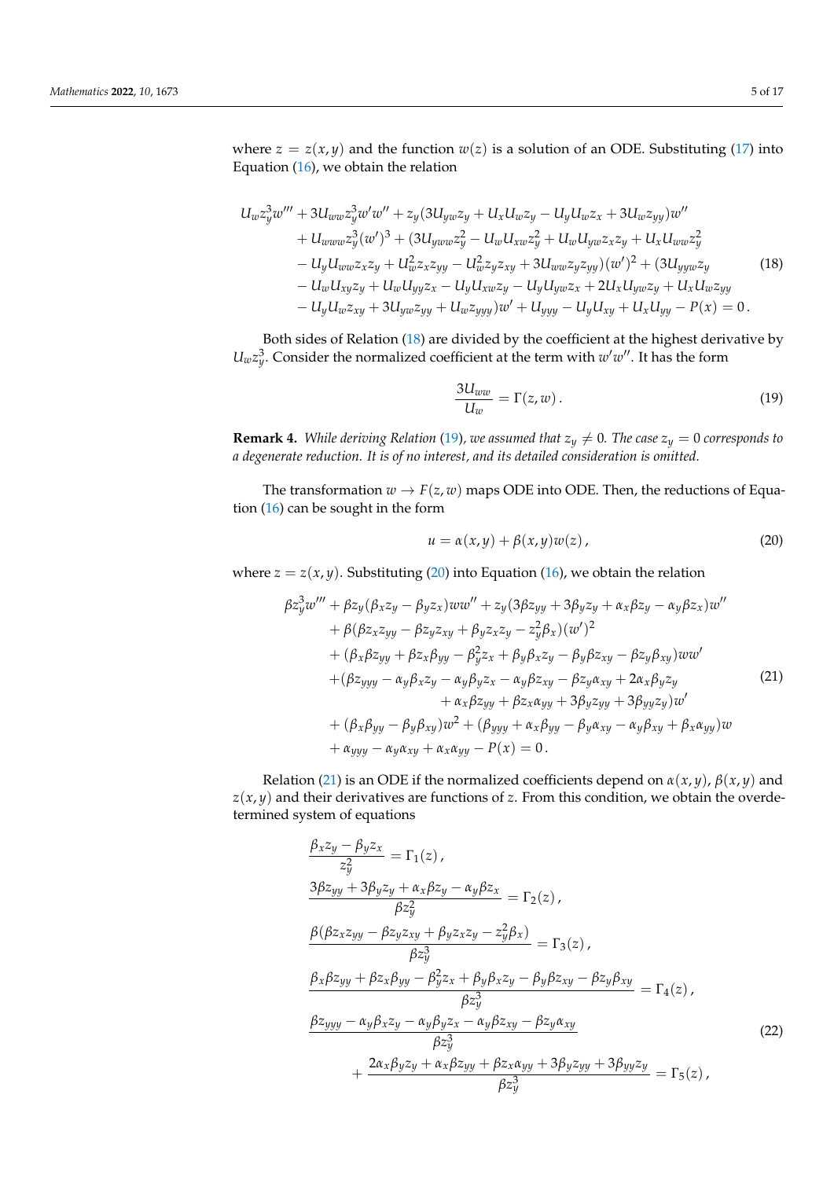where $z = z(x, y)$ and the function $w(z)$ is a solution of an ODE. Substituting (17) into Equation (16), we obtain the relation

$$
\begin{aligned}
&U_w z_y^3 w''' + 3U_{ww} z_y^3 w' w'' + z_y(3U_{yw} z_y + U_x U_w z_y - U_y U_w z_x + 3U_w z_{yy}) w'' \\
&\quad + U_{www} z_y^3 (w')^3 + (3U_{yww} z_y^2 - U_w U_{xw} z_y^2 + U_w U_{yw} z_x z_y + U_x U_{ww} z_y^2 \\
&\quad - U_y U_{ww} z_x z_y + U_w^2 z_x z_{yy} - U_w^2 z_y z_{xy} + 3U_{ww} z_y z_{yy})(w')^2 + (3U_{yyw} z_y \\
&\quad - U_w U_{xy} z_y + U_w U_{yy} z_x - U_y U_{xw} z_y - U_y U_{yw} z_x + 2U_x U_{yw} z_y + U_x U_w z_{yy} \\
&\quad - U_y U_w z_{xy} + 3U_{yw} z_{yy} + U_w z_{yyy}) w' + U_{yyy} - U_y U_{xy} + U_x U_{yy} - P(x) = 0\,.
\end{aligned}
\tag{18}
$$

Both sides of Relation (18) are divided by the coefficient at the highest derivative by $U_w z_y^3$. Consider the normalized coefficient at the term with $w' w''$. It has the form

$$
\frac{3U_{ww}}{U_w} = \Gamma(z, w)\,.
\tag{19}
$$

**Remark 4.** *While deriving Relation (19), we assumed that $z_y \neq 0$. The case $z_y = 0$ corresponds to a degenerate reduction. It is of no interest, and its detailed consideration is omitted.*

The transformation $w \to F(z, w)$ maps ODE into ODE. Then, the reductions of Equation (16) can be sought in the form

$$
u = \alpha(x, y) + \beta(x, y) w(z)\,,
\tag{20}
$$

where $z = z(x, y)$. Substituting (20) into Equation (16), we obtain the relation

$$
\begin{aligned}
&\beta z_y^3 w''' + \beta z_y(\beta_x z_y - \beta_y z_x) w w'' + z_y(3\beta z_{yy} + 3\beta_y z_y + \alpha_x \beta z_y - \alpha_y \beta z_x) w'' \\
&\quad + \beta(\beta z_x z_{yy} - \beta z_y z_{xy} + \beta_y z_x z_y - z_y^2 \beta_x)(w')^2 \\
&\quad + (\beta_x \beta z_{yy} + \beta z_x \beta_{yy} - \beta_y^2 z_x + \beta_y \beta_x z_y - \beta_y \beta z_{xy} - \beta z_y \beta_{xy}) w w' \\
&\quad + (\beta z_{yyy} - \alpha_y \beta_x z_y - \alpha_y \beta_y z_x - \alpha_y \beta z_{xy} - \beta z_y \alpha_{xy} + 2\alpha_x \beta_y z_y \\
&\qquad\qquad + \alpha_x \beta z_{yy} + \beta z_x \alpha_{yy} + 3\beta_y z_{yy} + 3\beta_{yy} z_y) w' \\
&\quad + (\beta_x \beta_{yy} - \beta_y \beta_{xy}) w^2 + (\beta_{yyy} + \alpha_x \beta_{yy} - \beta_y \alpha_{xy} - \alpha_y \beta_{xy} + \beta_x \alpha_{yy}) w \\
&\quad + \alpha_{yyy} - \alpha_y \alpha_{xy} + \alpha_x \alpha_{yy} - P(x) = 0\,.
\end{aligned}
\tag{21}
$$

Relation (21) is an ODE if the normalized coefficients depend on $\alpha(x, y)$, $\beta(x, y)$ and $z(x, y)$ and their derivatives are functions of $z$. From this condition, we obtain the overdetermined system of equations

$$
\begin{aligned}
&\frac{\beta_x z_y - \beta_y z_x}{z_y^2} = \Gamma_1(z)\,, \\
&\frac{3\beta z_{yy} + 3\beta_y z_y + \alpha_x \beta z_y - \alpha_y \beta z_x}{\beta z_y^2} = \Gamma_2(z)\,, \\
&\frac{\beta(\beta z_x z_{yy} - \beta z_y z_{xy} + \beta_y z_x z_y - z_y^2 \beta_x)}{\beta z_y^3} = \Gamma_3(z)\,, \\
&\frac{\beta_x \beta z_{yy} + \beta z_x \beta_{yy} - \beta_y^2 z_x + \beta_y \beta_x z_y - \beta_y \beta z_{xy} - \beta z_y \beta_{xy}}{\beta z_y^3} = \Gamma_4(z)\,, \\
&\frac{\beta z_{yyy} - \alpha_y \beta_x z_y - \alpha_y \beta_y z_x - \alpha_y \beta z_{xy} - \beta z_y \alpha_{xy}}{\beta z_y^3} \\
&\qquad + \frac{2\alpha_x \beta_y z_y + \alpha_x \beta z_{yy} + \beta z_x \alpha_{yy} + 3\beta_y z_{yy} + 3\beta_{yy} z_y}{\beta z_y^3} = \Gamma_5(z)\,,
\end{aligned}
\tag{22}
$$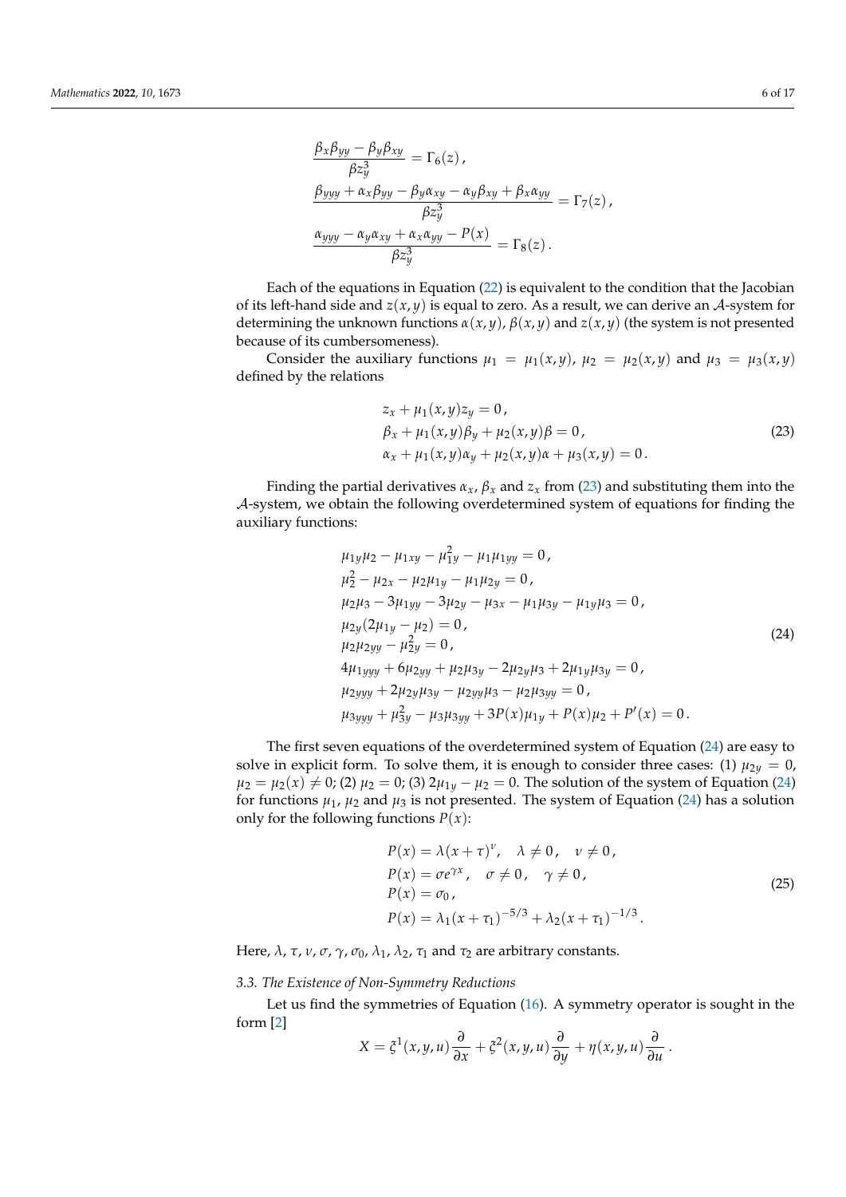$$
\frac{\beta_x\beta_{yy}-\beta_y\beta_{xy}}{\beta z_y^3}=\Gamma_6(z)\,,
$$
$$
\frac{\beta_{yyy}+\alpha_x\beta_{yy}-\beta_y\alpha_{xy}-\alpha_y\beta_{xy}+\beta_x\alpha_{yy}}{\beta z_y^3}=\Gamma_7(z)\,,
$$
$$
\frac{\alpha_{yyy}-\alpha_y\alpha_{xy}+\alpha_x\alpha_{yy}-P(x)}{\beta z_y^3}=\Gamma_8(z)\,.
$$

Each of the equations in Equation (22) is equivalent to the condition that the Jacobian of its left-hand side and $z(x,y)$ is equal to zero. As a result, we can derive an $\mathcal{A}$-system for determining the unknown functions $\alpha(x,y)$, $\beta(x,y)$ and $z(x,y)$ (the system is not presented because of its cumbersomeness).

Consider the auxiliary functions $\mu_1=\mu_1(x,y)$, $\mu_2=\mu_2(x,y)$ and $\mu_3=\mu_3(x,y)$ defined by the relations

$$
\begin{aligned}
&z_x+\mu_1(x,y)z_y=0\,,\\
&\beta_x+\mu_1(x,y)\beta_y+\mu_2(x,y)\beta=0\,,\\
&\alpha_x+\mu_1(x,y)\alpha_y+\mu_2(x,y)\alpha+\mu_3(x,y)=0\,.
\end{aligned}
\tag{23}
$$

Finding the partial derivatives $\alpha_x$, $\beta_x$ and $z_x$ from (23) and substituting them into the $\mathcal{A}$-system, we obtain the following overdetermined system of equations for finding the auxiliary functions:

$$
\begin{aligned}
&\mu_{1y}\mu_2-\mu_{1xy}-\mu_{1y}^2-\mu_1\mu_{1yy}=0\,,\\
&\mu_2^2-\mu_{2x}-\mu_2\mu_{1y}-\mu_1\mu_{2y}=0\,,\\
&\mu_2\mu_3-3\mu_{1yy}-3\mu_{2y}-\mu_{3x}-\mu_1\mu_{3y}-\mu_{1y}\mu_3=0\,,\\
&\mu_{2y}(2\mu_{1y}-\mu_2)=0\,,\\
&\mu_2\mu_{2yy}-\mu_{2y}^2=0\,,\\
&4\mu_{1yyy}+6\mu_{2yy}+\mu_2\mu_{3y}-2\mu_{2y}\mu_3+2\mu_{1y}\mu_{3y}=0\,,\\
&\mu_{2yyy}+2\mu_{2y}\mu_{3y}-\mu_{2yy}\mu_3-\mu_2\mu_{3yy}=0\,,\\
&\mu_{3yyy}+\mu_{3y}^2-\mu_3\mu_{3yy}+3P(x)\mu_{1y}+P(x)\mu_2+P'(x)=0\,.
\end{aligned}
\tag{24}
$$

The first seven equations of the overdetermined system of Equation (24) are easy to solve in explicit form. To solve them, it is enough to consider three cases: (1) $\mu_{2y}=0$, $\mu_2=\mu_2(x)\neq 0$; (2) $\mu_2=0$; (3) $2\mu_{1y}-\mu_2=0$. The solution of the system of Equation (24) for functions $\mu_1$, $\mu_2$ and $\mu_3$ is not presented. The system of Equation (24) has a solution only for the following functions $P(x)$:

$$
\begin{aligned}
&P(x)=\lambda(x+\tau)^{\nu}, \quad \lambda\neq 0, \quad \nu\neq 0\,,\\
&P(x)=\sigma e^{\gamma x}, \quad \sigma\neq 0, \quad \gamma\neq 0\,,\\
&P(x)=\sigma_0\,,\\
&P(x)=\lambda_1(x+\tau_1)^{-5/3}+\lambda_2(x+\tau_1)^{-1/3}\,.
\end{aligned}
\tag{25}
$$

Here, $\lambda$, $\tau$, $\nu$, $\sigma$, $\gamma$, $\sigma_0$, $\lambda_1$, $\lambda_2$, $\tau_1$ and $\tau_2$ are arbitrary constants.

### 3.3. The Existence of Non-Symmetry Reductions

Let us find the symmetries of Equation (16). A symmetry operator is sought in the form [2]

$$
X=\xi^1(x,y,u)\frac{\partial}{\partial x}+\xi^2(x,y,u)\frac{\partial}{\partial y}+\eta(x,y,u)\frac{\partial}{\partial u}\,.
$$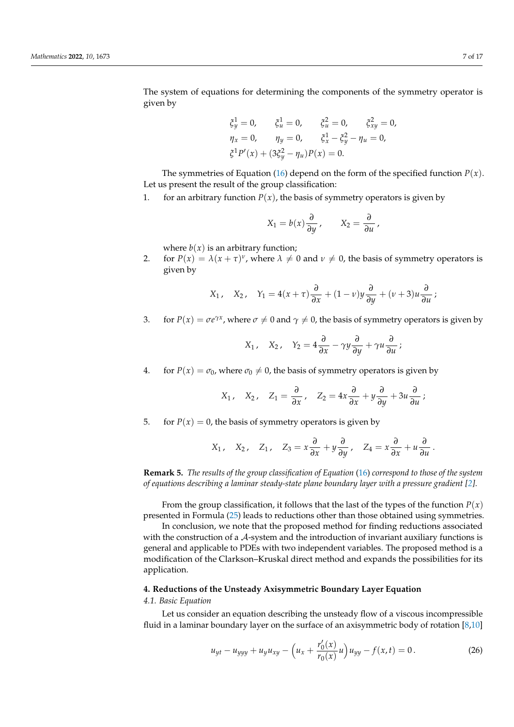The system of equations for determining the components of the symmetry operator is given by

$$
\begin{aligned}
&\xi^1_y = 0, \qquad \xi^1_u = 0, \qquad \xi^2_u = 0, \qquad \xi^2_{xy} = 0,\\
&\eta_x = 0, \qquad \eta_y = 0, \qquad \xi^1_x - \xi^2_y - \eta_u = 0,\\
&\xi^1 P'(x) + (3\xi^2_y - \eta_u)P(x) = 0.
\end{aligned}
$$

The symmetries of Equation (16) depend on the form of the specified function $P(x)$. Let us present the result of the group classification:

1. for an arbitrary function $P(x)$, the basis of symmetry operators is given by

$$
X_1 = b(x)\frac{\partial}{\partial y}\,, \qquad X_2 = \frac{\partial}{\partial u}\,,
$$

   where $b(x)$ is an arbitrary function;

2. for $P(x) = \lambda(x+\tau)^{\nu}$, where $\lambda \neq 0$ and $\nu \neq 0$, the basis of symmetry operators is given by

$$
X_1\,, \quad X_2\,, \quad Y_1 = 4(x+\tau)\frac{\partial}{\partial x} + (1-\nu)y\frac{\partial}{\partial y} + (\nu+3)u\frac{\partial}{\partial u}\,;
$$

3. for $P(x) = \sigma e^{\gamma x}$, where $\sigma \neq 0$ and $\gamma \neq 0$, the basis of symmetry operators is given by

$$
X_1\,, \quad X_2\,, \quad Y_2 = 4\frac{\partial}{\partial x} - \gamma y\frac{\partial}{\partial y} + \gamma u\frac{\partial}{\partial u}\,;
$$

4. for $P(x) = \sigma_0$, where $\sigma_0 \neq 0$, the basis of symmetry operators is given by

$$
X_1\,, \quad X_2\,, \quad Z_1 = \frac{\partial}{\partial x}\,, \quad Z_2 = 4x\frac{\partial}{\partial x} + y\frac{\partial}{\partial y} + 3u\frac{\partial}{\partial u}\,;
$$

5. for $P(x) = 0$, the basis of symmetry operators is given by

$$
X_1\,, \quad X_2\,, \quad Z_1\,, \quad Z_3 = x\frac{\partial}{\partial x} + y\frac{\partial}{\partial y}\,, \quad Z_4 = x\frac{\partial}{\partial x} + u\frac{\partial}{\partial u}\,.
$$

**Remark 5.** *The results of the group classification of Equation* (16) *correspond to those of the system of equations describing a laminar steady-state plane boundary layer with a pressure gradient [2].*

From the group classification, it follows that the last of the types of the function $P(x)$ presented in Formula (25) leads to reductions other than those obtained using symmetries.

In conclusion, we note that the proposed method for finding reductions associated with the construction of a $\mathcal{A}$-system and the introduction of invariant auxiliary functions is general and applicable to PDEs with two independent variables. The proposed method is a modification of the Clarkson–Kruskal direct method and expands the possibilities for its application.

## 4. Reductions of the Unsteady Axisymmetric Boundary Layer Equation

### 4.1. Basic Equation

Let us consider an equation describing the unsteady flow of a viscous incompressible fluid in a laminar boundary layer on the surface of an axisymmetric body of rotation [8,10]

$$
u_{yt} - u_{yyy} + u_y u_{xy} - \left(u_x + \frac{r_0'(x)}{r_0(x)}u\right)u_{yy} - f(x,t) = 0\,. \tag{26}
$$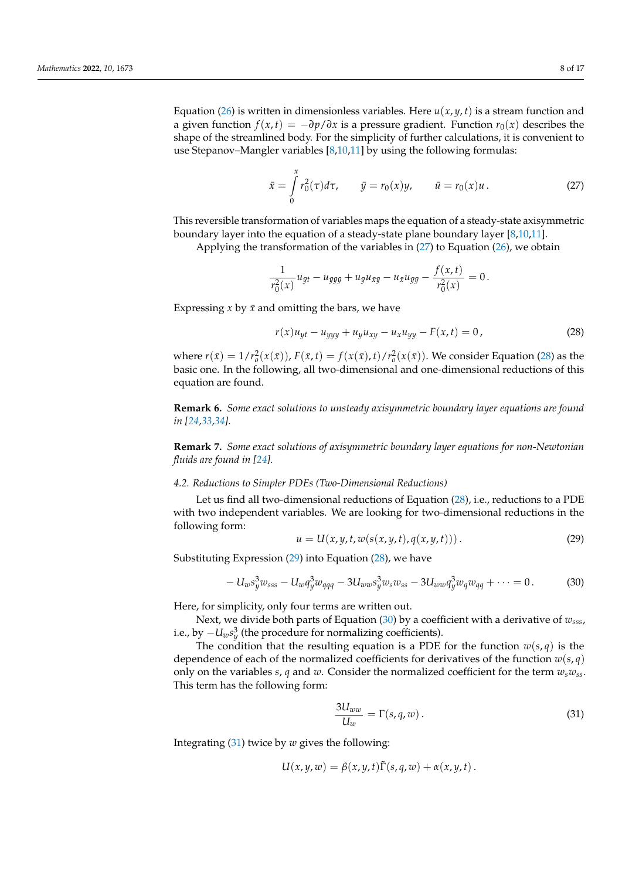Equation (26) is written in dimensionless variables. Here $u(x, y, t)$ is a stream function and a given function $f(x, t) = -\partial p/\partial x$ is a pressure gradient. Function $r_0(x)$ describes the shape of the streamlined body. For the simplicity of further calculations, it is convenient to use Stepanov–Mangler variables [8,10,11] by using the following formulas:

$$\bar{x} = \int_0^x r_0^2(\tau)d\tau, \qquad \bar{y} = r_0(x)y, \qquad \bar{u} = r_0(x)u\,. \tag{27}$$

This reversible transformation of variables maps the equation of a steady-state axisymmetric boundary layer into the equation of a steady-state plane boundary layer [8,10,11].

Applying the transformation of the variables in (27) to Equation (26), we obtain

$$\frac{1}{r_0^2(x)}u_{\bar{y}t} - u_{\bar{y}\bar{y}\bar{y}} + u_{\bar{y}}u_{\bar{x}\bar{y}} - u_{\bar{x}}u_{\bar{y}\bar{y}} - \frac{f(x,t)}{r_0^2(x)} = 0\,.$$

Expressing $x$ by $\bar{x}$ and omitting the bars, we have

$$r(x)u_{yt} - u_{yyy} + u_y u_{xy} - u_x u_{yy} - F(x,t) = 0\,, \tag{28}$$

where $r(\bar{x}) = 1/r_o^2(x(\bar{x}))$, $F(\bar{x}, t) = f(x(\bar{x}), t)/r_o^2(x(\bar{x}))$. We consider Equation (28) as the basic one. In the following, all two-dimensional and one-dimensional reductions of this equation are found.

**Remark 6.** *Some exact solutions to unsteady axisymmetric boundary layer equations are found in [24,33,34].*

**Remark 7.** *Some exact solutions of axisymmetric boundary layer equations for non-Newtonian fluids are found in [24].*

### 4.2. Reductions to Simpler PDEs (Two-Dimensional Reductions)

Let us find all two-dimensional reductions of Equation (28), i.e., reductions to a PDE with two independent variables. We are looking for two-dimensional reductions in the following form:

$$u = U(x, y, t, w(s(x, y, t), q(x, y, t)))\,. \tag{29}$$

Substituting Expression (29) into Equation (28), we have

$$-U_w s_y^3 w_{sss} - U_w q_y^3 w_{qqq} - 3U_{ww} s_y^3 w_s w_{ss} - 3U_{ww} q_y^3 w_q w_{qq} + \cdots = 0\,. \tag{30}$$

Here, for simplicity, only four terms are written out.

Next, we divide both parts of Equation (30) by a coefficient with a derivative of $w_{sss}$, i.e., by $-U_w s_y^3$ (the procedure for normalizing coefficients).

The condition that the resulting equation is a PDE for the function $w(s, q)$ is the dependence of each of the normalized coefficients for derivatives of the function $w(s, q)$ only on the variables $s$, $q$ and $w$. Consider the normalized coefficient for the term $w_s w_{ss}$. This term has the following form:

$$\frac{3U_{ww}}{U_w} = \Gamma(s, q, w)\,. \tag{31}$$

Integrating (31) twice by $w$ gives the following:

$$U(x, y, w) = \beta(x, y, t)\tilde{\Gamma}(s, q, w) + \alpha(x, y, t)\,.$$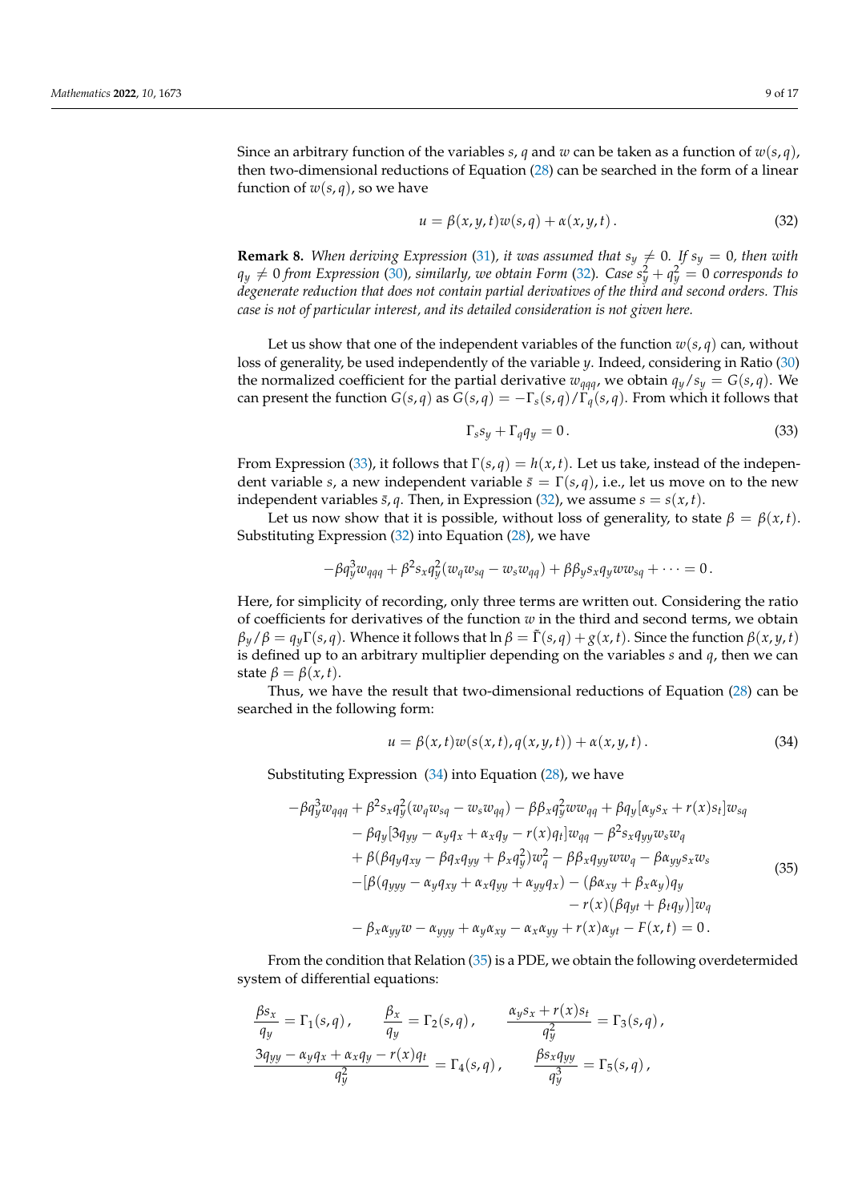Since an arbitrary function of the variables $s$, $q$ and $w$ can be taken as a function of $w(s,q)$, then two-dimensional reductions of Equation (28) can be searched in the form of a linear function of $w(s,q)$, so we have

$$u = \beta(x,y,t)w(s,q) + \alpha(x,y,t)\,. \tag{32}$$

**Remark 8.** *When deriving Expression (31), it was assumed that $s_y \neq 0$. If $s_y = 0$, then with $q_y \neq 0$ from Expression (30), similarly, we obtain Form (32). Case $s_y^2 + q_y^2 = 0$ corresponds to degenerate reduction that does not contain partial derivatives of the third and second orders. This case is not of particular interest, and its detailed consideration is not given here.*

Let us show that one of the independent variables of the function $w(s,q)$ can, without loss of generality, be used independently of the variable $y$. Indeed, considering in Ratio (30) the normalized coefficient for the partial derivative $w_{qqq}$, we obtain $q_y/s_y = G(s,q)$. We can present the function $G(s,q)$ as $G(s,q) = -\Gamma_s(s,q)/\Gamma_q(s,q)$. From which it follows that

$$\Gamma_s s_y + \Gamma_q q_y = 0\,. \tag{33}$$

From Expression (33), it follows that $\Gamma(s,q) = h(x,t)$. Let us take, instead of the independent variable $s$, a new independent variable $\bar{s} = \Gamma(s,q)$, i.e., let us move on to the new independent variables $\bar{s}, q$. Then, in Expression (32), we assume $s = s(x,t)$.

Let us now show that it is possible, without loss of generality, to state $\beta = \beta(x,t)$. Substituting Expression (32) into Equation (28), we have

$$-\beta q_y^3 w_{qqq} + \beta^2 s_x q_y^2 (w_q w_{sq} - w_s w_{qq}) + \beta\beta_y s_x q_y w w_{sq} + \cdots = 0\,.$$

Here, for simplicity of recording, only three terms are written out. Considering the ratio of coefficients for derivatives of the function $w$ in the third and second terms, we obtain $\beta_y/\beta = q_y\Gamma(s,q)$. Whence it follows that $\ln\beta = \tilde{\Gamma}(s,q) + g(x,t)$. Since the function $\beta(x,y,t)$ is defined up to an arbitrary multiplier depending on the variables $s$ and $q$, then we can state $\beta = \beta(x,t)$.

Thus, we have the result that two-dimensional reductions of Equation (28) can be searched in the following form:

$$u = \beta(x,t)w(s(x,t), q(x,y,t)) + \alpha(x,y,t)\,. \tag{34}$$

Substituting Expression (34) into Equation (28), we have

$$\begin{aligned}
&-\beta q_y^3 w_{qqq} + \beta^2 s_x q_y^2 (w_q w_{sq} - w_s w_{qq}) - \beta\beta_x q_y^2 w w_{qq} + \beta q_y[\alpha_y s_x + r(x)s_t]w_{sq} \\
&\quad - \beta q_y[3q_{yy} - \alpha_y q_x + \alpha_x q_y - r(x)q_t]w_{qq} - \beta^2 s_x q_{yy} w_s w_q \\
&\quad + \beta(\beta q_y q_{xy} - \beta q_x q_{yy} + \beta_x q_y^2)w_q^2 - \beta\beta_x q_{yy} w w_q - \beta\alpha_{yy} s_x w_s \\
&\quad -[\beta(q_{yyy} - \alpha_y q_{xy} + \alpha_x q_{yy} + \alpha_{yy} q_x) - (\beta\alpha_{xy} + \beta_x\alpha_y)q_y \\
&\qquad - r(x)(\beta q_{yt} + \beta_t q_y)]w_q \\
&\quad - \beta_x \alpha_{yy} w - \alpha_{yyy} + \alpha_y \alpha_{xy} - \alpha_x \alpha_{yy} + r(x)\alpha_{yt} - F(x,t) = 0\,.
\end{aligned} \tag{35}$$

From the condition that Relation (35) is a PDE, we obtain the following overdetermided system of differential equations:

$$\frac{\beta s_x}{q_y} = \Gamma_1(s,q)\,, \qquad \frac{\beta_x}{q_y} = \Gamma_2(s,q)\,, \qquad \frac{\alpha_y s_x + r(x)s_t}{q_y^2} = \Gamma_3(s,q)\,,$$

$$\frac{3q_{yy} - \alpha_y q_x + \alpha_x q_y - r(x)q_t}{q_y^2} = \Gamma_4(s,q)\,, \qquad \frac{\beta s_x q_{yy}}{q_y^3} = \Gamma_5(s,q)\,,$$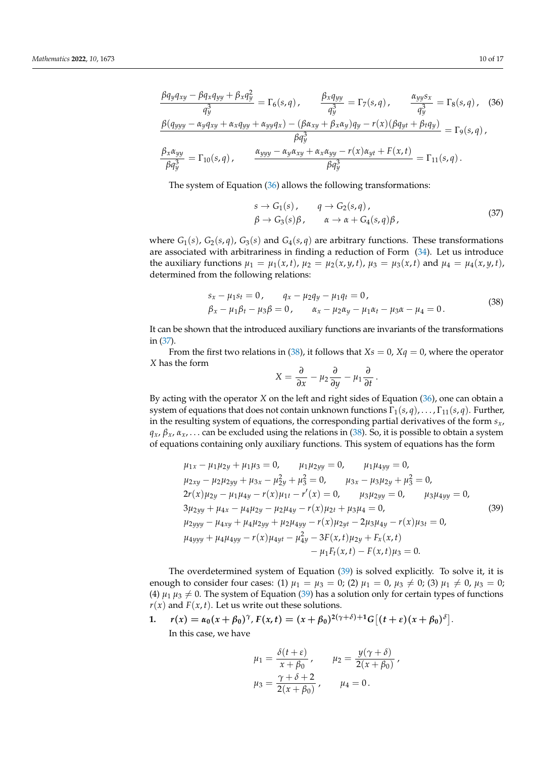$$\frac{\beta q_y q_{xy} - \beta q_x q_{yy} + \beta_x q_y^2}{q_y^3} = \Gamma_6(s,q)\,, \qquad \frac{\beta_x q_{yy}}{q_y^3} = \Gamma_7(s,q)\,, \qquad \frac{\alpha_{yy} s_x}{q_y^3} = \Gamma_8(s,q)\,, \quad (36)$$

$$\frac{\beta(q_{yyy} - \alpha_y q_{xy} + \alpha_x q_{yy} + \alpha_{yy} q_x) - (\beta \alpha_{xy} + \beta_x \alpha_y) q_y - r(x)(\beta q_{yt} + \beta_t q_y)}{\beta q_y^3} = \Gamma_9(s,q)\,,$$

$$\frac{\beta_x \alpha_{yy}}{\beta q_y^3} = \Gamma_{10}(s,q)\,, \qquad \frac{\alpha_{yyy} - \alpha_y \alpha_{xy} + \alpha_x \alpha_{yy} - r(x)\alpha_{yt} + F(x,t)}{\beta q_y^3} = \Gamma_{11}(s,q)\,.$$

The system of Equation (36) allows the following transformations:

$$\begin{aligned} &s \to G_1(s)\,, \qquad q \to G_2(s,q)\,, \\ &\beta \to G_3(s)\beta\,, \qquad \alpha \to \alpha + G_4(s,q)\beta\,, \end{aligned} \tag{37}$$

where $G_1(s)$, $G_2(s,q)$, $G_3(s)$ and $G_4(s,q)$ are arbitrary functions. These transformations are associated with arbitrariness in finding a reduction of Form (34). Let us introduce the auxiliary functions $\mu_1 = \mu_1(x,t)$, $\mu_2 = \mu_2(x,y,t)$, $\mu_3 = \mu_3(x,t)$ and $\mu_4 = \mu_4(x,y,t)$, determined from the following relations:

$$\begin{aligned} &s_x - \mu_1 s_t = 0\,, \qquad q_x - \mu_2 q_y - \mu_1 q_t = 0\,, \\ &\beta_x - \mu_1 \beta_t - \mu_3 \beta = 0\,, \qquad \alpha_x - \mu_2 \alpha_y - \mu_1 \alpha_t - \mu_3 \alpha - \mu_4 = 0\,. \end{aligned} \tag{38}$$

It can be shown that the introduced auxiliary functions are invariants of the transformations in (37).

From the first two relations in (38), it follows that $Xs = 0$, $Xq = 0$, where the operator $X$ has the form

$$X = \frac{\partial}{\partial x} - \mu_2 \frac{\partial}{\partial y} - \mu_1 \frac{\partial}{\partial t}\,.$$

By acting with the operator $X$ on the left and right sides of Equation (36), one can obtain a system of equations that does not contain unknown functions $\Gamma_1(s,q), \ldots, \Gamma_{11}(s,q)$. Further, in the resulting system of equations, the corresponding partial derivatives of the form $s_x$, $q_x$, $\beta_x$, $\alpha_x, \ldots$ can be excluded using the relations in (38). So, it is possible to obtain a system of equations containing only auxiliary functions. This system of equations has the form

$$\begin{aligned} &\mu_{1x} - \mu_1 \mu_{2y} + \mu_1 \mu_3 = 0, \qquad \mu_1 \mu_{2yy} = 0, \qquad \mu_1 \mu_{4yy} = 0, \\ &\mu_{2xy} - \mu_2 \mu_{2yy} + \mu_{3x} - \mu_{2y}^2 + \mu_3^2 = 0, \qquad \mu_{3x} - \mu_3 \mu_{2y} + \mu_3^2 = 0, \\ &2r(x)\mu_{2y} - \mu_1 \mu_{4y} - r(x)\mu_{1t} - r'(x) = 0, \qquad \mu_3 \mu_{2yy} = 0, \qquad \mu_3 \mu_{4yy} = 0, \\ &3\mu_{2yy} + \mu_{4x} - \mu_4 \mu_{2y} - \mu_2 \mu_{4y} - r(x)\mu_{2t} + \mu_3 \mu_4 = 0, \\ &\mu_{2yyy} - \mu_{4xy} + \mu_4 \mu_{2yy} + \mu_2 \mu_{4yy} - r(x)\mu_{2yt} - 2\mu_3 \mu_{4y} - r(x)\mu_{3t} = 0, \\ &\mu_{4yyy} + \mu_4 \mu_{4yy} - r(x)\mu_{4yt} - \mu_{4y}^2 - 3F(x,t)\mu_{2y} + F_x(x,t) \\ &\qquad\qquad - \mu_1 F_t(x,t) - F(x,t)\mu_3 = 0. \end{aligned} \tag{39}$$

The overdetermined system of Equation (39) is solved explicitly. To solve it, it is enough to consider four cases: (1) $\mu_1 = \mu_3 = 0$; (2) $\mu_1 = 0$, $\mu_3 \neq 0$; (3) $\mu_1 \neq 0$, $\mu_3 = 0$; (4) $\mu_1 \mu_3 \neq 0$. The system of Equation (39) has a solution only for certain types of functions $r(x)$ and $F(x,t)$. Let us write out these solutions.

1. $\boldsymbol{r(x) = \alpha_0 (x+\beta_0)^{\gamma},\, F(x,t) = (x+\beta_0)^{2(\gamma+\delta)+1} G\big[(t+\varepsilon)(x+\beta_0)^{\delta}\big]}$.

   In this case, we have

$$\begin{aligned} &\mu_1 = \frac{\delta(t+\varepsilon)}{x+\beta_0}\,, \qquad \mu_2 = \frac{y(\gamma+\delta)}{2(x+\beta_0)}\,, \\ &\mu_3 = \frac{\gamma+\delta+2}{2(x+\beta_0)}\,, \qquad \mu_4 = 0\,. \end{aligned}$$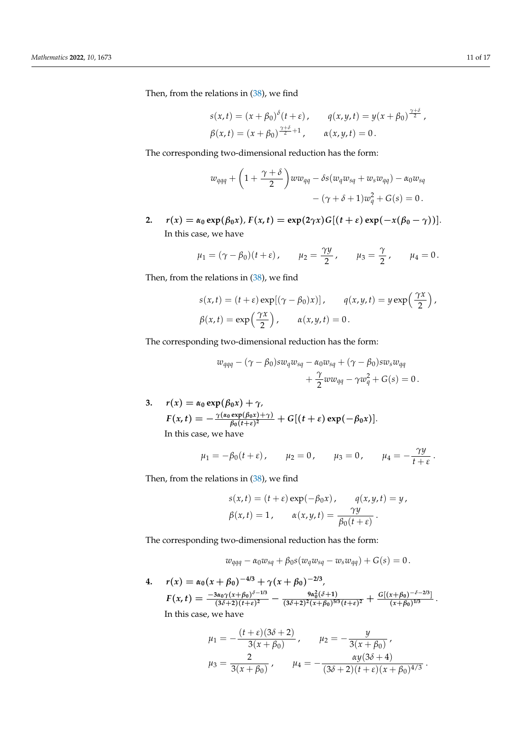Then, from the relations in (38), we find

$$
s(x,t) = (x+\beta_0)^{\delta}(t+\varepsilon), \qquad q(x,y,t) = y(x+\beta_0)^{\frac{\gamma+\delta}{2}},
$$
$$
\beta(x,t) = (x+\beta_0)^{\frac{\gamma+\delta}{2}+1}, \qquad \alpha(x,y,t) = 0.
$$

The corresponding two-dimensional reduction has the form:

$$
w_{qqq} + \left(1 + \frac{\gamma+\delta}{2}\right) w w_{qq} - \delta s(w_q w_{sq} + w_s w_{qq}) - \alpha_0 w_{sq} - (\gamma+\delta+1) w_q^2 + G(s) = 0.
$$

2. **$r(x) = \alpha_0 \exp(\beta_0 x)$, $F(x,t) = \exp(2\gamma x) G[(t+\varepsilon)\exp(-x(\beta_0 - \gamma))]$.**
   In this case, we have

$$
\mu_1 = (\gamma - \beta_0)(t+\varepsilon), \qquad \mu_2 = \frac{\gamma y}{2}, \qquad \mu_3 = \frac{\gamma}{2}, \qquad \mu_4 = 0.
$$

Then, from the relations in (38), we find

$$
s(x,t) = (t+\varepsilon)\exp[(\gamma - \beta_0)x)], \qquad q(x,y,t) = y \exp\left(\frac{\gamma x}{2}\right),
$$
$$
\beta(x,t) = \exp\left(\frac{\gamma x}{2}\right), \qquad \alpha(x,y,t) = 0.
$$

The corresponding two-dimensional reduction has the form:

$$
w_{qqq} - (\gamma - \beta_0) s w_q w_{sq} - \alpha_0 w_{sq} + (\gamma - \beta_0) s w_s w_{qq} + \frac{\gamma}{2} w w_{qq} - \gamma w_q^2 + G(s) = 0.
$$

3. **$r(x) = \alpha_0 \exp(\beta_0 x) + \gamma$,**
   **$F(x,t) = -\frac{\gamma(\alpha_0 \exp(\beta_0 x) + \gamma)}{\beta_0 (t+\varepsilon)^2} + G[(t+\varepsilon)\exp(-\beta_0 x)]$.**
   In this case, we have

$$
\mu_1 = -\beta_0(t+\varepsilon), \qquad \mu_2 = 0, \qquad \mu_3 = 0, \qquad \mu_4 = -\frac{\gamma y}{t+\varepsilon}.
$$

Then, from the relations in (38), we find

$$
s(x,t) = (t+\varepsilon)\exp(-\beta_0 x), \qquad q(x,y,t) = y,
$$
$$
\beta(x,t) = 1, \qquad \alpha(x,y,t) = \frac{\gamma y}{\beta_0(t+\varepsilon)}.
$$

The corresponding two-dimensional reduction has the form:

$$
w_{qqq} - \alpha_0 w_{sq} + \beta_0 s(w_q w_{sq} - w_s w_{qq}) + G(s) = 0.
$$

4. **$r(x) = \alpha_0 (x+\beta_0)^{-4/3} + \gamma(x+\beta_0)^{-2/3}$,**
   **$F(x,t) = \frac{-3\alpha_0 \gamma (x+\beta_0)^{\delta - 1/3}}{(3\delta+2)(t+\varepsilon)^2} - \frac{9\alpha_0^2(\delta+1)}{(3\delta+2)^2 (x+\beta_0)^{5/3}(t+\varepsilon)^2} + \frac{G[(x+\beta_0)^{-\delta-2/3}]}{(x+\beta_0)^{1/3}}$.**
   In this case, we have

$$
\mu_1 = -\frac{(t+\varepsilon)(3\delta+2)}{3(x+\beta_0)}, \qquad \mu_2 = -\frac{y}{3(x+\beta_0)},
$$
$$
\mu_3 = \frac{2}{3(x+\beta_0)}, \qquad \mu_4 = -\frac{\alpha y(3\delta+4)}{(3\delta+2)(t+\varepsilon)(x+\beta_0)^{4/3}}.
$$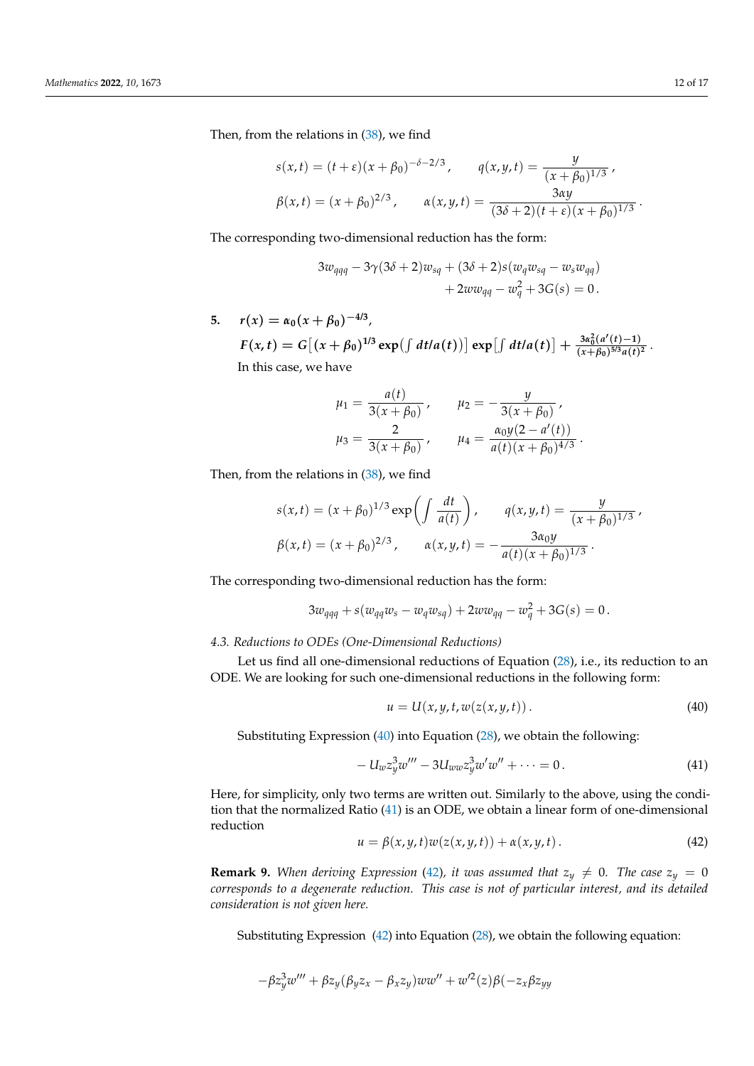Then, from the relations in (38), we find

$$s(x,t) = (t+\varepsilon)(x+\beta_0)^{-\delta-2/3}, \qquad q(x,y,t) = \frac{y}{(x+\beta_0)^{1/3}},$$

$$\beta(x,t) = (x+\beta_0)^{2/3}, \qquad \alpha(x,y,t) = \frac{3\alpha y}{(3\delta+2)(t+\varepsilon)(x+\beta_0)^{1/3}}.$$

The corresponding two-dimensional reduction has the form:

$$3w_{qqq} - 3\gamma(3\delta+2)w_{sq} + (3\delta+2)s(w_q w_{sq} - w_s w_{qq}) + 2ww_{qq} - w_q^2 + 3G(s) = 0.$$

5. $r(x) = \alpha_0(x+\beta_0)^{-4/3}$,
$F(x,t) = G\big[(x+\beta_0)^{1/3}\exp\big(\int dt/a(t)\big)\big]\exp\big[\int dt/a(t)\big] + \frac{3\alpha_0^2(a'(t)-1)}{(x+\beta_0)^{5/3}a(t)^2}$.
In this case, we have

$$\mu_1 = \frac{a(t)}{3(x+\beta_0)}, \qquad \mu_2 = -\frac{y}{3(x+\beta_0)},$$

$$\mu_3 = \frac{2}{3(x+\beta_0)}, \qquad \mu_4 = \frac{\alpha_0 y(2-a'(t))}{a(t)(x+\beta_0)^{4/3}}.$$

Then, from the relations in (38), we find

$$s(x,t) = (x+\beta_0)^{1/3}\exp\left(\int \frac{dt}{a(t)}\right), \qquad q(x,y,t) = \frac{y}{(x+\beta_0)^{1/3}},$$

$$\beta(x,t) = (x+\beta_0)^{2/3}, \qquad \alpha(x,y,t) = -\frac{3\alpha_0 y}{a(t)(x+\beta_0)^{1/3}}.$$

The corresponding two-dimensional reduction has the form:

$$3w_{qqq} + s(w_{qq}w_s - w_q w_{sq}) + 2ww_{qq} - w_q^2 + 3G(s) = 0.$$

### 4.3. Reductions to ODEs (One-Dimensional Reductions)

Let us find all one-dimensional reductions of Equation (28), i.e., its reduction to an ODE. We are looking for such one-dimensional reductions in the following form:

$$u = U(x,y,t,w(z(x,y,t))). \tag{40}$$

Substituting Expression (40) into Equation (28), we obtain the following:

$$-U_w z_y^3 w''' - 3U_{ww}z_y^3 w'w'' + \cdots = 0. \tag{41}$$

Here, for simplicity, only two terms are written out. Similarly to the above, using the condition that the normalized Ratio (41) is an ODE, we obtain a linear form of one-dimensional reduction

$$u = \beta(x,y,t)w(z(x,y,t)) + \alpha(x,y,t). \tag{42}$$

**Remark 9.** *When deriving Expression (42), it was assumed that $z_y \neq 0$. The case $z_y = 0$ corresponds to a degenerate reduction. This case is not of particular interest, and its detailed consideration is not given here.*

Substituting Expression (42) into Equation (28), we obtain the following equation:

$$-\beta z_y^3 w''' + \beta z_y(\beta_y z_x - \beta_x z_y)ww'' + w'^2(z)\beta(-z_x\beta z_{yy}$$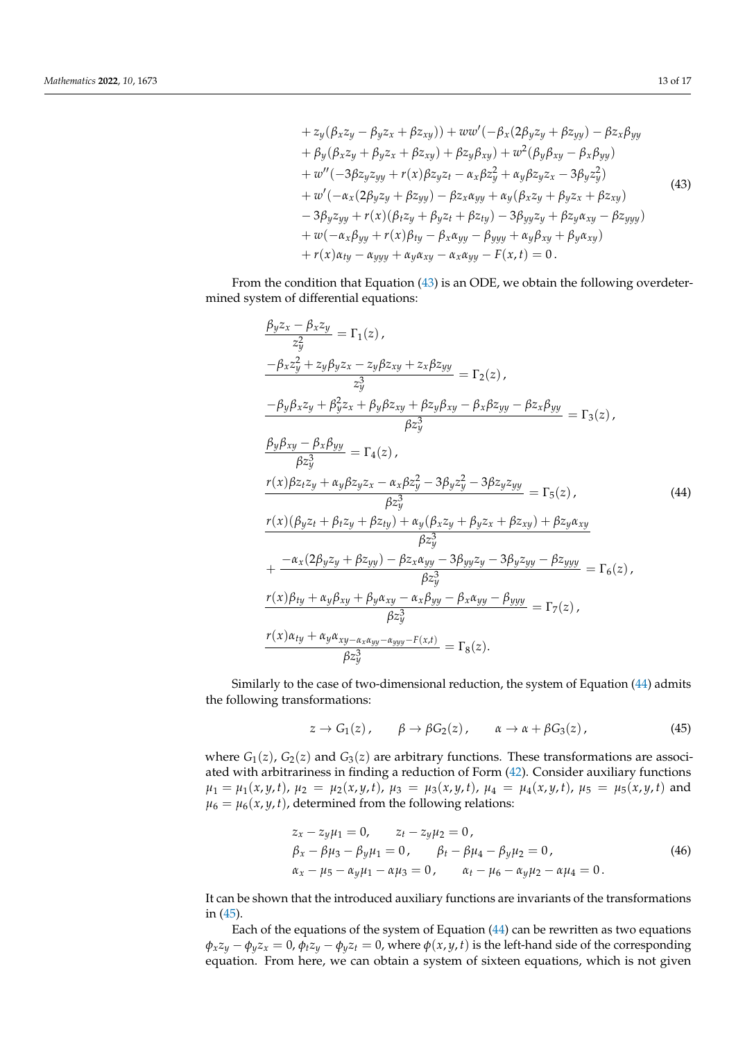$$
\begin{aligned}
&+ z_y(\beta_x z_y - \beta_y z_x + \beta z_{xy})) + w w'(-\beta_x(2\beta_y z_y + \beta z_{yy}) - \beta z_x \beta_{yy} \\
&+ \beta_y(\beta_x z_y + \beta_y z_x + \beta z_{xy}) + \beta z_y \beta_{xy}) + w^2(\beta_y \beta_{xy} - \beta_x \beta_{yy}) \\
&+ w''(-3\beta z_y z_{yy} + r(x)\beta z_y z_t - \alpha_x \beta z_y^2 + \alpha_y \beta z_y z_x - 3\beta_y z_y^2) \\
&+ w'(-\alpha_x(2\beta_y z_y + \beta z_{yy}) - \beta z_x \alpha_{yy} + \alpha_y(\beta_x z_y + \beta_y z_x + \beta z_{xy}) \\
&- 3\beta_y z_{yy} + r(x)(\beta_t z_y + \beta_y z_t + \beta z_{ty}) - 3\beta_{yy} z_y + \beta z_y \alpha_{xy} - \beta z_{yyy}) \\
&+ w(-\alpha_x \beta_{yy} + r(x)\beta_{ty} - \beta_x \alpha_{yy} - \beta_{yyy} + \alpha_y \beta_{xy} + \beta_y \alpha_{xy}) \\
&+ r(x)\alpha_{ty} - \alpha_{yyy} + \alpha_y \alpha_{xy} - \alpha_x \alpha_{yy} - F(x,t) = 0\,.
\end{aligned}
\tag{43}
$$

From the condition that Equation (43) is an ODE, we obtain the following overdetermined system of differential equations:

$$
\begin{aligned}
&\frac{\beta_y z_x - \beta_x z_y}{z_y^2} = \Gamma_1(z)\,, \\
&\frac{-\beta_x z_y^2 + z_y \beta_y z_x - z_y \beta z_{xy} + z_x \beta z_{yy}}{z_y^3} = \Gamma_2(z)\,, \\
&\frac{-\beta_y \beta_x z_y + \beta_y^2 z_x + \beta_y \beta z_{xy} + \beta z_y \beta_{xy} - \beta_x \beta z_{yy} - \beta z_x \beta_{yy}}{\beta z_y^3} = \Gamma_3(z)\,, \\
&\frac{\beta_y \beta_{xy} - \beta_x \beta_{yy}}{\beta z_y^3} = \Gamma_4(z)\,, \\
&\frac{r(x)\beta z_t z_y + \alpha_y \beta z_y z_x - \alpha_x \beta z_y^2 - 3\beta_y z_y^2 - 3\beta z_y z_{yy}}{\beta z_y^3} = \Gamma_5(z)\,, \\
&\frac{r(x)(\beta_y z_t + \beta_t z_y + \beta z_{ty}) + \alpha_y(\beta_x z_y + \beta_y z_x + \beta z_{xy}) + \beta z_y \alpha_{xy}}{\beta z_y^3} \\
&+ \frac{-\alpha_x(2\beta_y z_y + \beta z_{yy}) - \beta z_x \alpha_{yy} - 3\beta_{yy} z_y - 3\beta_y z_{yy} - \beta z_{yyy}}{\beta z_y^3} = \Gamma_6(z)\,, \\
&\frac{r(x)\beta_{ty} + \alpha_y \beta_{xy} + \beta_y \alpha_{xy} - \alpha_x \beta_{yy} - \beta_x \alpha_{yy} - \beta_{yyy}}{\beta z_y^3} = \Gamma_7(z)\,, \\
&\frac{r(x)\alpha_{ty} + \alpha_y \alpha_{xy - \alpha_x \alpha_{yy} - \alpha_{yyy} - F(x,t)}}{\beta z_y^3} = \Gamma_8(z).
\end{aligned}
\tag{44}
$$

Similarly to the case of two-dimensional reduction, the system of Equation (44) admits the following transformations:

$$
z \to G_1(z)\,, \qquad \beta \to \beta G_2(z)\,, \qquad \alpha \to \alpha + \beta G_3(z)\,,
\tag{45}
$$

where $G_1(z)$, $G_2(z)$ and $G_3(z)$ are arbitrary functions. These transformations are associated with arbitrariness in finding a reduction of Form (42). Consider auxiliary functions $\mu_1 = \mu_1(x,y,t)$, $\mu_2 = \mu_2(x,y,t)$, $\mu_3 = \mu_3(x,y,t)$, $\mu_4 = \mu_4(x,y,t)$, $\mu_5 = \mu_5(x,y,t)$ and $\mu_6 = \mu_6(x,y,t)$, determined from the following relations:

$$
\begin{aligned}
&z_x - z_y \mu_1 = 0, \qquad z_t - z_y \mu_2 = 0\,, \\
&\beta_x - \beta \mu_3 - \beta_y \mu_1 = 0\,, \qquad \beta_t - \beta \mu_4 - \beta_y \mu_2 = 0\,, \\
&\alpha_x - \mu_5 - \alpha_y \mu_1 - \alpha \mu_3 = 0\,, \qquad \alpha_t - \mu_6 - \alpha_y \mu_2 - \alpha \mu_4 = 0\,.
\end{aligned}
\tag{46}
$$

It can be shown that the introduced auxiliary functions are invariants of the transformations in (45).

Each of the equations of the system of Equation (44) can be rewritten as two equations $\phi_x z_y - \phi_y z_x = 0$, $\phi_t z_y - \phi_y z_t = 0$, where $\phi(x,y,t)$ is the left-hand side of the corresponding equation. From here, we can obtain a system of sixteen equations, which is not given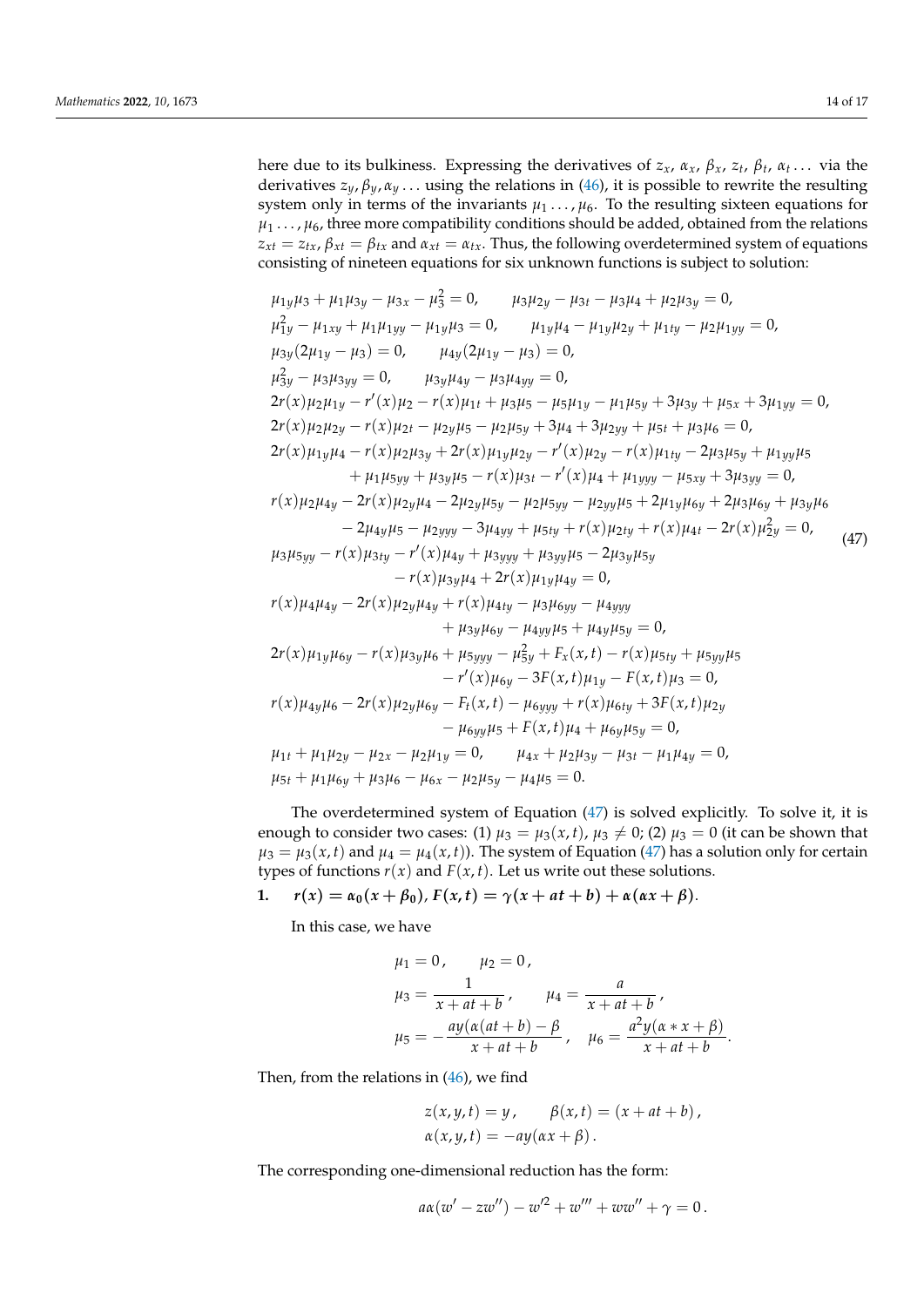here due to its bulkiness. Expressing the derivatives of $z_x$, $\alpha_x$, $\beta_x$, $z_t$, $\beta_t$, $\alpha_t \ldots$ via the derivatives $z_y, \beta_y, \alpha_y \ldots$ using the relations in (46), it is possible to rewrite the resulting system only in terms of the invariants $\mu_1 \ldots, \mu_6$. To the resulting sixteen equations for $\mu_1 \ldots, \mu_6$, three more compatibility conditions should be added, obtained from the relations $z_{xt} = z_{tx}$, $\beta_{xt} = \beta_{tx}$ and $\alpha_{xt} = \alpha_{tx}$. Thus, the following overdetermined system of equations consisting of nineteen equations for six unknown functions is subject to solution:

$$
\begin{aligned}
&\mu_{1y}\mu_3 + \mu_1\mu_{3y} - \mu_{3x} - \mu_3^2 = 0, \qquad \mu_3\mu_{2y} - \mu_{3t} - \mu_3\mu_4 + \mu_2\mu_{3y} = 0,\\
&\mu_{1y}^2 - \mu_{1xy} + \mu_1\mu_{1yy} - \mu_{1y}\mu_3 = 0, \qquad \mu_{1y}\mu_4 - \mu_{1y}\mu_{2y} + \mu_{1ty} - \mu_2\mu_{1yy} = 0,\\
&\mu_{3y}(2\mu_{1y} - \mu_3) = 0, \qquad \mu_{4y}(2\mu_{1y} - \mu_3) = 0,\\
&\mu_{3y}^2 - \mu_3\mu_{3yy} = 0, \qquad \mu_{3y}\mu_{4y} - \mu_3\mu_{4yy} = 0,\\
&2r(x)\mu_2\mu_{1y} - r'(x)\mu_2 - r(x)\mu_{1t} + \mu_3\mu_5 - \mu_5\mu_{1y} - \mu_1\mu_{5y} + 3\mu_{3y} + \mu_{5x} + 3\mu_{1yy} = 0,\\
&2r(x)\mu_2\mu_{2y} - r(x)\mu_{2t} - \mu_{2y}\mu_5 - \mu_2\mu_{5y} + 3\mu_4 + 3\mu_{2yy} + \mu_{5t} + \mu_3\mu_6 = 0,\\
&2r(x)\mu_{1y}\mu_4 - r(x)\mu_2\mu_{3y} + 2r(x)\mu_{1y}\mu_{2y} - r'(x)\mu_{2y} - r(x)\mu_{1ty} - 2\mu_3\mu_{5y} + \mu_{1yy}\mu_5\\
&\qquad + \mu_1\mu_{5yy} + \mu_{3y}\mu_5 - r(x)\mu_{3t} - r'(x)\mu_4 + \mu_{1yyy} - \mu_{5xy} + 3\mu_{3yy} = 0,\\
&r(x)\mu_2\mu_{4y} - 2r(x)\mu_{2y}\mu_4 - 2\mu_{2y}\mu_{5y} - \mu_2\mu_{5yy} - \mu_{2yy}\mu_5 + 2\mu_{1y}\mu_{6y} + 2\mu_3\mu_{6y} + \mu_{3y}\mu_6\\
&\qquad - 2\mu_{4y}\mu_5 - \mu_{2yyy} - 3\mu_{4yy} + \mu_{5ty} + r(x)\mu_{2ty} + r(x)\mu_{4t} - 2r(x)\mu_{2y}^2 = 0,\\
&\mu_3\mu_{5yy} - r(x)\mu_{3ty} - r'(x)\mu_{4y} + \mu_{3yyy} + \mu_{3yy}\mu_5 - 2\mu_{3y}\mu_{5y}\\
&\qquad - r(x)\mu_{3y}\mu_4 + 2r(x)\mu_{1y}\mu_{4y} = 0,\\
&r(x)\mu_4\mu_{4y} - 2r(x)\mu_{2y}\mu_{4y} + r(x)\mu_{4ty} - \mu_3\mu_{6yy} - \mu_{4yyy}\\
&\qquad + \mu_{3y}\mu_{6y} - \mu_{4yy}\mu_5 + \mu_{4y}\mu_{5y} = 0,\\
&2r(x)\mu_{1y}\mu_{6y} - r(x)\mu_{3y}\mu_6 + \mu_{5yyy} - \mu_{5y}^2 + F_x(x,t) - r(x)\mu_{5ty} + \mu_{5yy}\mu_5\\
&\qquad - r'(x)\mu_{6y} - 3F(x,t)\mu_{1y} - F(x,t)\mu_3 = 0,\\
&r(x)\mu_{4y}\mu_6 - 2r(x)\mu_{2y}\mu_{6y} - F_t(x,t) - \mu_{6yyy} + r(x)\mu_{6ty} + 3F(x,t)\mu_{2y}\\
&\qquad - \mu_{6yy}\mu_5 + F(x,t)\mu_4 + \mu_{6y}\mu_{5y} = 0,\\
&\mu_{1t} + \mu_1\mu_{2y} - \mu_{2x} - \mu_2\mu_{1y} = 0, \qquad \mu_{4x} + \mu_2\mu_{3y} - \mu_{3t} - \mu_1\mu_{4y} = 0,\\
&\mu_{5t} + \mu_1\mu_{6y} + \mu_3\mu_6 - \mu_{6x} - \mu_2\mu_{5y} - \mu_4\mu_5 = 0.
\end{aligned}
\tag{47}
$$

The overdetermined system of Equation (47) is solved explicitly. To solve it, it is enough to consider two cases: (1) $\mu_3 = \mu_3(x,t)$, $\mu_3 \neq 0$; (2) $\mu_3 = 0$ (it can be shown that $\mu_3 = \mu_3(x,t)$ and $\mu_4 = \mu_4(x,t)$). The system of Equation (47) has a solution only for certain types of functions $r(x)$ and $F(x,t)$. Let us write out these solutions.

1. $\boldsymbol{r(x) = \alpha_0(x + \beta_0)}$, $\boldsymbol{F(x,t) = \gamma(x + at + b) + \alpha(\alpha x + \beta)}$.

In this case, we have

$$
\begin{aligned}
&\mu_1 = 0\,, \qquad \mu_2 = 0\,,\\
&\mu_3 = \frac{1}{x + at + b}\,, \qquad \mu_4 = \frac{a}{x + at + b}\,,\\
&\mu_5 = -\frac{ay(\alpha(at + b) - \beta}{x + at + b}\,, \quad \mu_6 = \frac{a^2 y(\alpha * x + \beta)}{x + at + b}.
\end{aligned}
$$

Then, from the relations in (46), we find

$$
\begin{aligned}
&z(x,y,t) = y\,, \qquad \beta(x,t) = (x + at + b)\,,\\
&\alpha(x,y,t) = -ay(\alpha x + \beta)\,.
\end{aligned}
$$

The corresponding one-dimensional reduction has the form:

$$
a\alpha(w' - zw'') - w'^2 + w''' + ww'' + \gamma = 0\,.
$$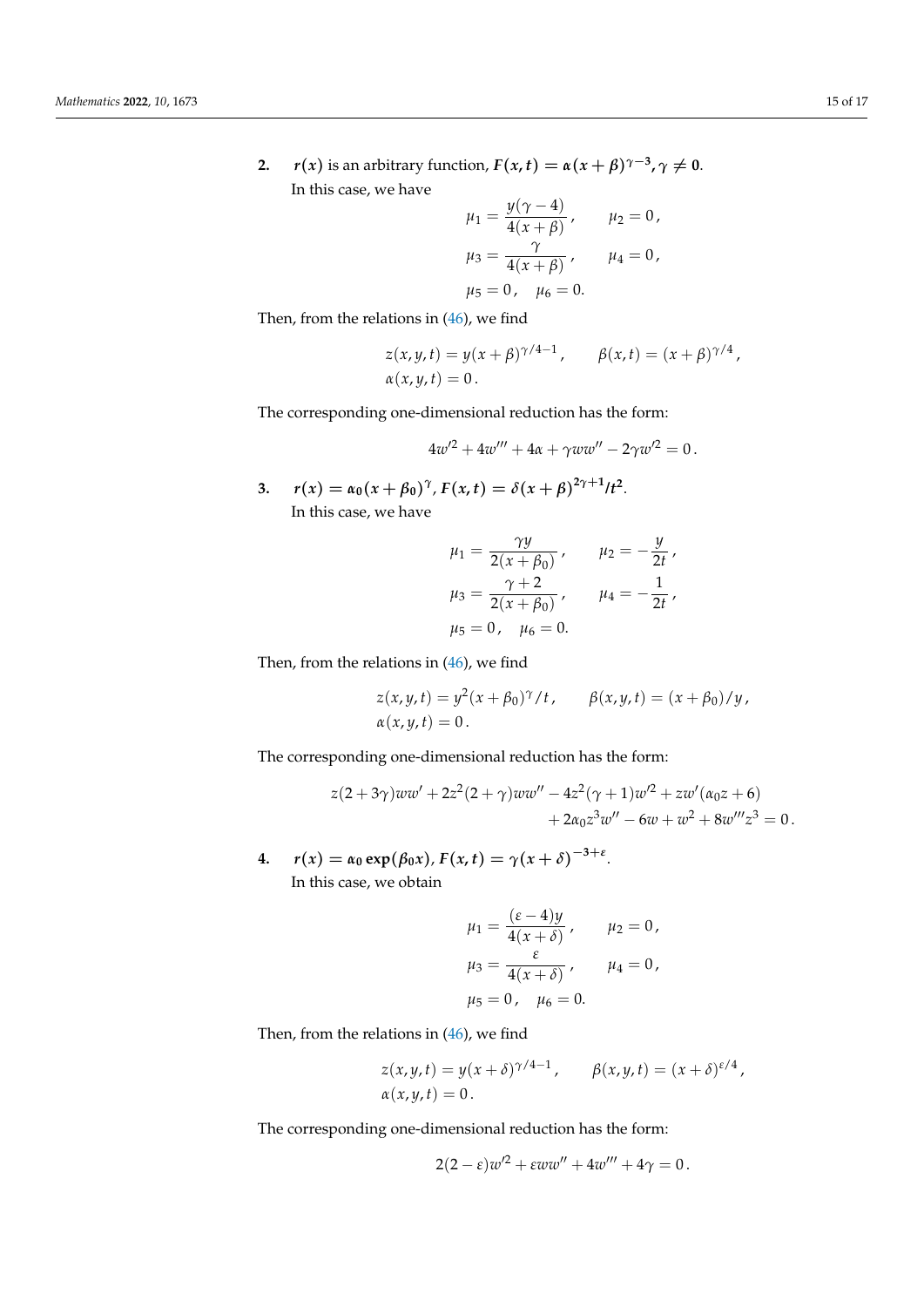2. **$r(x)$ is an arbitrary function, $F(x,t) = \alpha(x+\beta)^{\gamma-3}, \gamma \neq 0$.**

In this case, we have

$$\mu_1 = \frac{y(\gamma-4)}{4(x+\beta)}, \qquad \mu_2 = 0,$$
$$\mu_3 = \frac{\gamma}{4(x+\beta)}, \qquad \mu_4 = 0,$$
$$\mu_5 = 0, \quad \mu_6 = 0.$$

Then, from the relations in (46), we find

$$z(x,y,t) = y(x+\beta)^{\gamma/4-1}, \qquad \beta(x,t) = (x+\beta)^{\gamma/4},$$
$$\alpha(x,y,t) = 0.$$

The corresponding one-dimensional reduction has the form:

$$4w'^2 + 4w''' + 4\alpha + \gamma w w'' - 2\gamma w'^2 = 0.$$

3. **$r(x) = \alpha_0(x+\beta_0)^{\gamma}$, $F(x,t) = \delta(x+\beta)^{2\gamma+1}/t^2$.**

In this case, we have

$$\mu_1 = \frac{\gamma y}{2(x+\beta_0)}, \qquad \mu_2 = -\frac{y}{2t},$$
$$\mu_3 = \frac{\gamma+2}{2(x+\beta_0)}, \qquad \mu_4 = -\frac{1}{2t},$$
$$\mu_5 = 0, \quad \mu_6 = 0.$$

Then, from the relations in (46), we find

$$z(x,y,t) = y^2(x+\beta_0)^{\gamma}/t, \qquad \beta(x,y,t) = (x+\beta_0)/y,$$
$$\alpha(x,y,t) = 0.$$

The corresponding one-dimensional reduction has the form:

$$z(2+3\gamma)ww' + 2z^2(2+\gamma)ww'' - 4z^2(\gamma+1)w'^2 + zw'(\alpha_0 z + 6) + 2\alpha_0 z^3 w'' - 6w + w^2 + 8w''' z^3 = 0.$$

4. **$r(x) = \alpha_0 \exp(\beta_0 x)$, $F(x,t) = \gamma(x+\delta)^{-3+\varepsilon}$.**

In this case, we obtain

$$\mu_1 = \frac{(\varepsilon-4)y}{4(x+\delta)}, \qquad \mu_2 = 0,$$
$$\mu_3 = \frac{\varepsilon}{4(x+\delta)}, \qquad \mu_4 = 0,$$
$$\mu_5 = 0, \quad \mu_6 = 0.$$

Then, from the relations in (46), we find

$$z(x,y,t) = y(x+\delta)^{\gamma/4-1}, \qquad \beta(x,y,t) = (x+\delta)^{\varepsilon/4},$$
$$\alpha(x,y,t) = 0.$$

The corresponding one-dimensional reduction has the form:

$$2(2-\varepsilon)w'^2 + \varepsilon w w'' + 4w''' + 4\gamma = 0.$$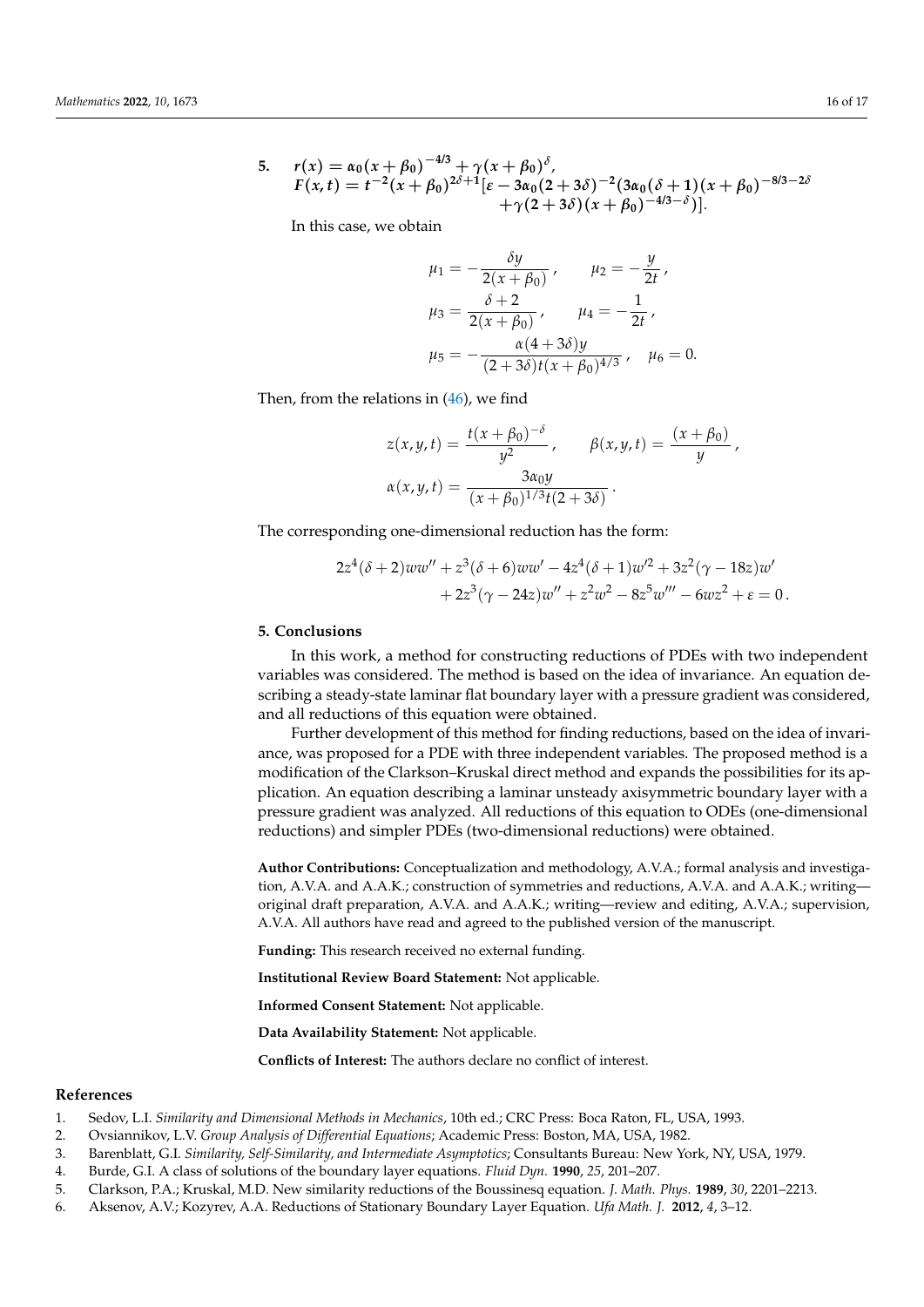5. $r(x) = \boldsymbol{\alpha_0(x+\beta_0)^{-4/3} + \gamma(x+\beta_0)^{\delta}}$,
$F(x,t) = \boldsymbol{t^{-2}(x+\beta_0)^{2\delta+1}[\varepsilon - 3\alpha_0(2+3\delta)^{-2}(3\alpha_0(\delta+1)(x+\beta_0)^{-8/3-2\delta} + \gamma(2+3\delta)(x+\beta_0)^{-4/3-\delta})]}$.

In this case, we obtain

$$\mu_1 = -\frac{\delta y}{2(x+\beta_0)}\,, \qquad \mu_2 = -\frac{y}{2t}\,,$$
$$\mu_3 = \frac{\delta+2}{2(x+\beta_0)}\,, \qquad \mu_4 = -\frac{1}{2t}\,,$$
$$\mu_5 = -\frac{\alpha(4+3\delta)y}{(2+3\delta)t(x+\beta_0)^{4/3}}\,, \quad \mu_6 = 0.$$

Then, from the relations in (46), we find

$$z(x,y,t) = \frac{t(x+\beta_0)^{-\delta}}{y^2}\,, \qquad \beta(x,y,t) = \frac{(x+\beta_0)}{y}\,,$$
$$\alpha(x,y,t) = \frac{3\alpha_0 y}{(x+\beta_0)^{1/3}t(2+3\delta)}\,.$$

The corresponding one-dimensional reduction has the form:

$$2z^4(\delta+2)ww'' + z^3(\delta+6)ww' - 4z^4(\delta+1)w'^2 + 3z^2(\gamma-18z)w' + 2z^3(\gamma-24z)w'' + z^2w^2 - 8z^5w''' - 6wz^2 + \varepsilon = 0\,.$$

## 5. Conclusions

In this work, a method for constructing reductions of PDEs with two independent variables was considered. The method is based on the idea of invariance. An equation describing a steady-state laminar flat boundary layer with a pressure gradient was considered, and all reductions of this equation were obtained.

Further development of this method for finding reductions, based on the idea of invariance, was proposed for a PDE with three independent variables. The proposed method is a modification of the Clarkson–Kruskal direct method and expands the possibilities for its application. An equation describing a laminar unsteady axisymmetric boundary layer with a pressure gradient was analyzed. All reductions of this equation to ODEs (one-dimensional reductions) and simpler PDEs (two-dimensional reductions) were obtained.

**Author Contributions:** Conceptualization and methodology, A.V.A.; formal analysis and investigation, A.V.A. and A.A.K.; construction of symmetries and reductions, A.V.A. and A.A.K.; writing—original draft preparation, A.V.A. and A.A.K.; writing—review and editing, A.V.A.; supervision, A.V.A. All authors have read and agreed to the published version of the manuscript.

**Funding:** This research received no external funding.

**Institutional Review Board Statement:** Not applicable.

**Informed Consent Statement:** Not applicable.

**Data Availability Statement:** Not applicable.

**Conflicts of Interest:** The authors declare no conflict of interest.

## References

1. Sedov, L.I. *Similarity and Dimensional Methods in Mechanics*, 10th ed.; CRC Press: Boca Raton, FL, USA, 1993.
2. Ovsiannikov, L.V. *Group Analysis of Differential Equations*; Academic Press: Boston, MA, USA, 1982.
3. Barenblatt, G.I. *Similarity, Self-Similarity, and Intermediate Asymptotics*; Consultants Bureau: New York, NY, USA, 1979.
4. Burde, G.I. A class of solutions of the boundary layer equations. *Fluid Dyn.* **1990**, *25*, 201–207.
5. Clarkson, P.A.; Kruskal, M.D. New similarity reductions of the Boussinesq equation. *J. Math. Phys.* **1989**, *30*, 2201–2213.
6. Aksenov, A.V.; Kozyrev, A.A. Reductions of Stationary Boundary Layer Equation. *Ufa Math. J.* **2012**, *4*, 3–12.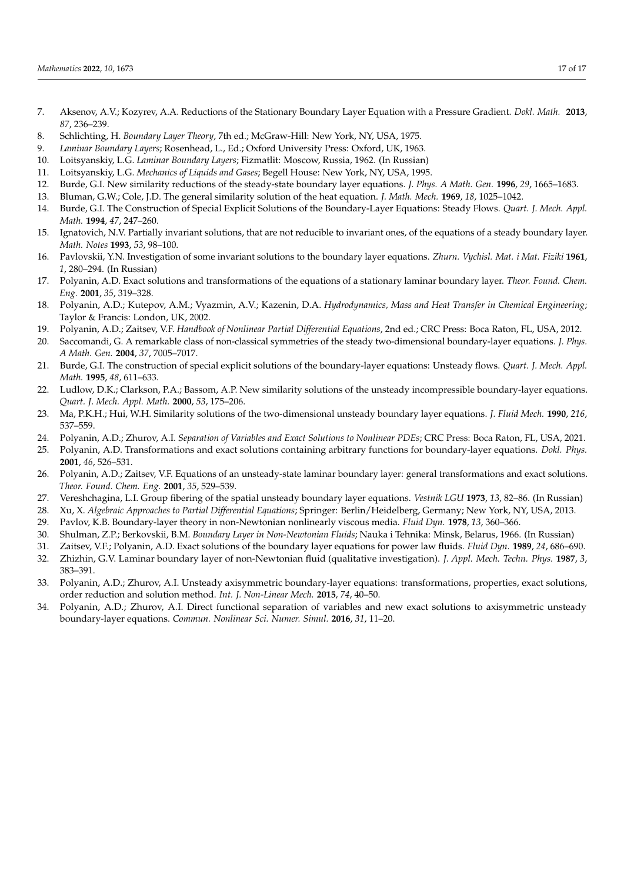7. Aksenov, A.V.; Kozyrev, A.A. Reductions of the Stationary Boundary Layer Equation with a Pressure Gradient. *Dokl. Math.* **2013**, *87*, 236–239.
8. Schlichting, H. *Boundary Layer Theory*, 7th ed.; McGraw-Hill: New York, NY, USA, 1975.
9. *Laminar Boundary Layers*; Rosenhead, L., Ed.; Oxford University Press: Oxford, UK, 1963.
10. Loitsyanskiy, L.G. *Laminar Boundary Layers*; Fizmatlit: Moscow, Russia, 1962. (In Russian)
11. Loitsyanskiy, L.G. *Mechanics of Liquids and Gases*; Begell House: New York, NY, USA, 1995.
12. Burde, G.I. New similarity reductions of the steady-state boundary layer equations. *J. Phys. A Math. Gen.* **1996**, *29*, 1665–1683.
13. Bluman, G.W.; Cole, J.D. The general similarity solution of the heat equation. *J. Math. Mech.* **1969**, *18*, 1025–1042.
14. Burde, G.I. The Construction of Special Explicit Solutions of the Boundary-Layer Equations: Steady Flows. *Quart. J. Mech. Appl. Math.* **1994**, *47*, 247–260.
15. Ignatovich, N.V. Partially invariant solutions, that are not reducible to invariant ones, of the equations of a steady boundary layer. *Math. Notes* **1993**, *53*, 98–100.
16. Pavlovskii, Y.N. Investigation of some invariant solutions to the boundary layer equations. *Zhurn. Vychisl. Mat. i Mat. Fiziki* **1961**, *1*, 280–294. (In Russian)
17. Polyanin, A.D. Exact solutions and transformations of the equations of a stationary laminar boundary layer. *Theor. Found. Chem. Eng.* **2001**, *35*, 319–328.
18. Polyanin, A.D.; Kutepov, A.M.; Vyazmin, A.V.; Kazenin, D.A. *Hydrodynamics, Mass and Heat Transfer in Chemical Engineering*; Taylor & Francis: London, UK, 2002.
19. Polyanin, A.D.; Zaitsev, V.F. *Handbook of Nonlinear Partial Differential Equations*, 2nd ed.; CRC Press: Boca Raton, FL, USA, 2012.
20. Saccomandi, G. A remarkable class of non-classical symmetries of the steady two-dimensional boundary-layer equations. *J. Phys. A Math. Gen.* **2004**, *37*, 7005–7017.
21. Burde, G.I. The construction of special explicit solutions of the boundary-layer equations: Unsteady flows. *Quart. J. Mech. Appl. Math.* **1995**, *48*, 611–633.
22. Ludlow, D.K.; Clarkson, P.A.; Bassom, A.P. New similarity solutions of the unsteady incompressible boundary-layer equations. *Quart. J. Mech. Appl. Math.* **2000**, *53*, 175–206.
23. Ma, P.K.H.; Hui, W.H. Similarity solutions of the two-dimensional unsteady boundary layer equations. *J. Fluid Mech.* **1990**, *216*, 537–559.
24. Polyanin, A.D.; Zhurov, A.I. *Separation of Variables and Exact Solutions to Nonlinear PDEs*; CRC Press: Boca Raton, FL, USA, 2021.
25. Polyanin, A.D. Transformations and exact solutions containing arbitrary functions for boundary-layer equations. *Dokl. Phys.* **2001**, *46*, 526–531.
26. Polyanin, A.D.; Zaitsev, V.F. Equations of an unsteady-state laminar boundary layer: general transformations and exact solutions. *Theor. Found. Chem. Eng.* **2001**, *35*, 529–539.
27. Vereshchagina, L.I. Group fibering of the spatial unsteady boundary layer equations. *Vestnik LGU* **1973**, *13*, 82–86. (In Russian)
28. Xu, X. *Algebraic Approaches to Partial Differential Equations*; Springer: Berlin/Heidelberg, Germany; New York, NY, USA, 2013.
29. Pavlov, K.B. Boundary-layer theory in non-Newtonian nonlinearly viscous media. *Fluid Dyn.* **1978**, *13*, 360–366.
30. Shulman, Z.P.; Berkovskii, B.M. *Boundary Layer in Non-Newtonian Fluids*; Nauka i Tehnika: Minsk, Belarus, 1966. (In Russian)
31. Zaitsev, V.F.; Polyanin, A.D. Exact solutions of the boundary layer equations for power law fluids. *Fluid Dyn.* **1989**, *24*, 686–690.
32. Zhizhin, G.V. Laminar boundary layer of non-Newtonian fluid (qualitative investigation). *J. Appl. Mech. Techn. Phys.* **1987**, *3*, 383–391.
33. Polyanin, A.D.; Zhurov, A.I. Unsteady axisymmetric boundary-layer equations: transformations, properties, exact solutions, order reduction and solution method. *Int. J. Non-Linear Mech.* **2015**, *74*, 40–50.
34. Polyanin, A.D.; Zhurov, A.I. Direct functional separation of variables and new exact solutions to axisymmetric unsteady boundary-layer equations. *Commun. Nonlinear Sci. Numer. Simul.* **2016**, *31*, 11–20.